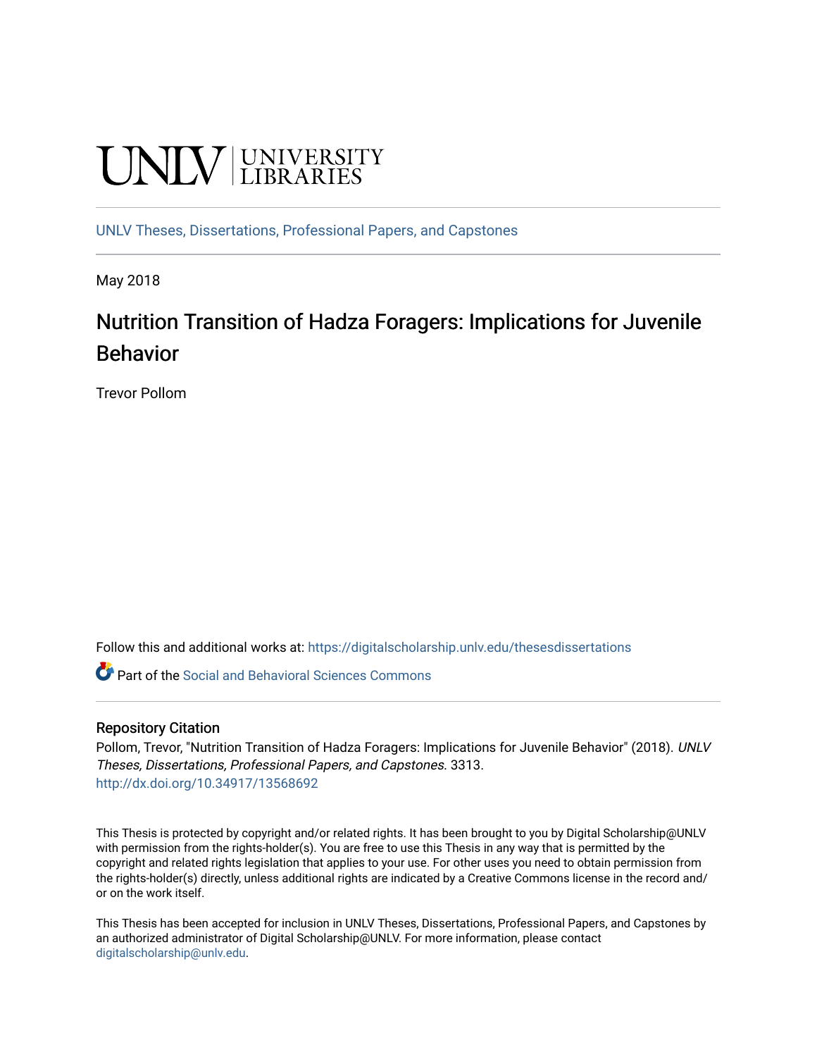UNLV | UNIVERSITY LIBRARIES

UNLV Theses, Dissertations, Professional Papers, and Capstones

May 2018

# Nutrition Transition of Hadza Foragers: Implications for Juvenile Behavior

Trevor Pollom

Follow this and additional works at: https://digitalscholarship.unlv.edu/thesesdissertations

Part of the Social and Behavioral Sciences Commons

## Repository Citation

Pollom, Trevor, "Nutrition Transition of Hadza Foragers: Implications for Juvenile Behavior" (2018). *UNLV Theses, Dissertations, Professional Papers, and Capstones*. 3313.
http://dx.doi.org/10.34917/13568692

This Thesis is protected by copyright and/or related rights. It has been brought to you by Digital Scholarship@UNLV with permission from the rights-holder(s). You are free to use this Thesis in any way that is permitted by the copyright and related rights legislation that applies to your use. For other uses you need to obtain permission from the rights-holder(s) directly, unless additional rights are indicated by a Creative Commons license in the record and/or on the work itself.

This Thesis has been accepted for inclusion in UNLV Theses, Dissertations, Professional Papers, and Capstones by an authorized administrator of Digital Scholarship@UNLV. For more information, please contact digitalscholarship@unlv.edu.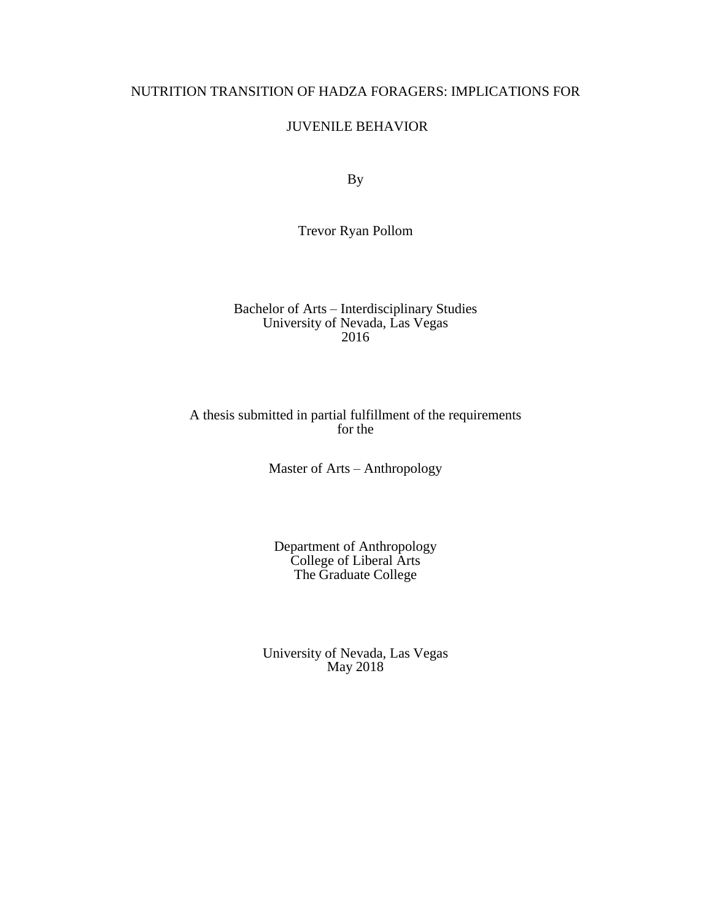NUTRITION TRANSITION OF HADZA FORAGERS: IMPLICATIONS FOR

JUVENILE BEHAVIOR

By

Trevor Ryan Pollom

Bachelor of Arts – Interdisciplinary Studies
University of Nevada, Las Vegas
2016

A thesis submitted in partial fulfillment of the requirements
for the

Master of Arts – Anthropology

Department of Anthropology
College of Liberal Arts
The Graduate College

University of Nevada, Las Vegas
May 2018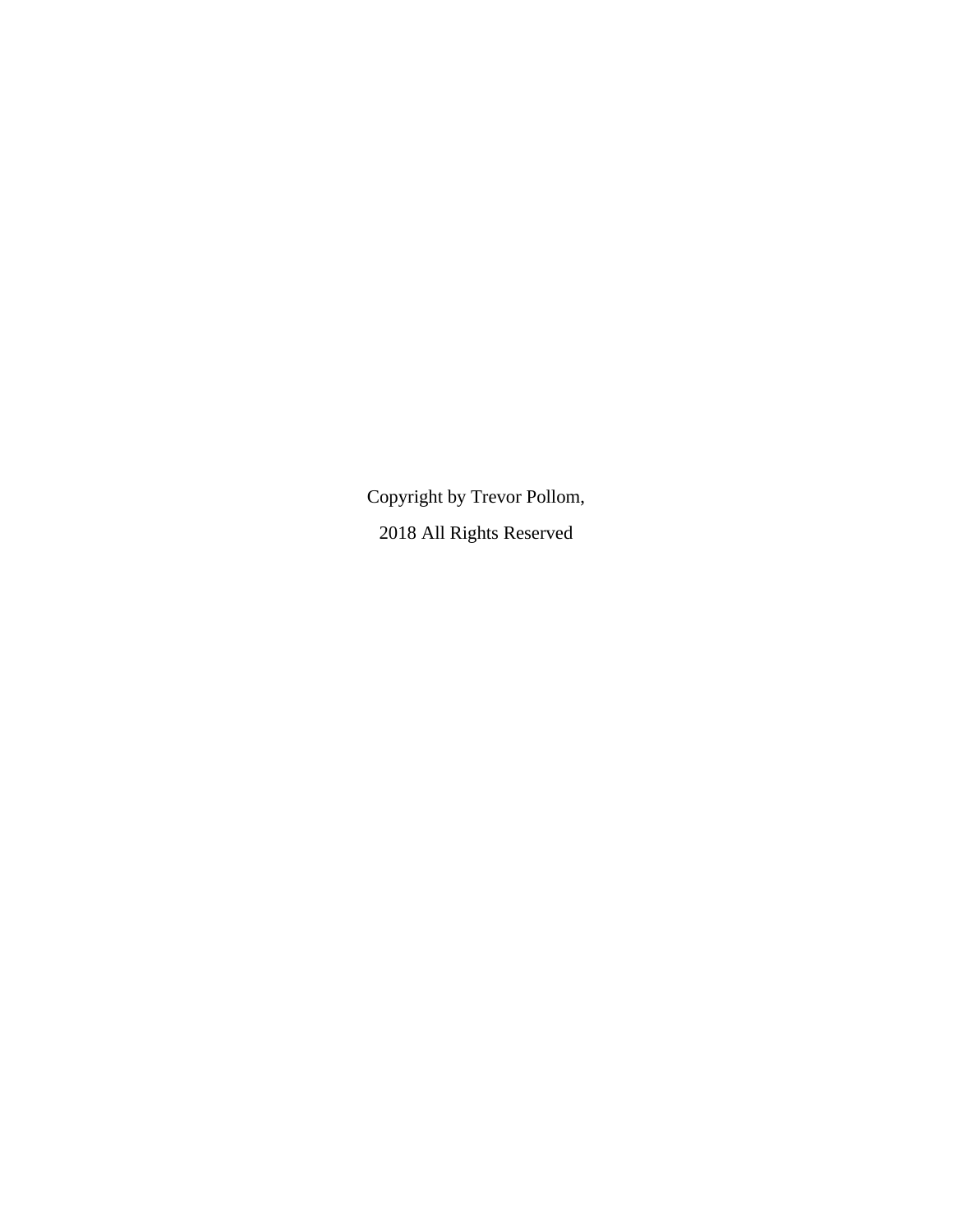Copyright by Trevor Pollom,

2018 All Rights Reserved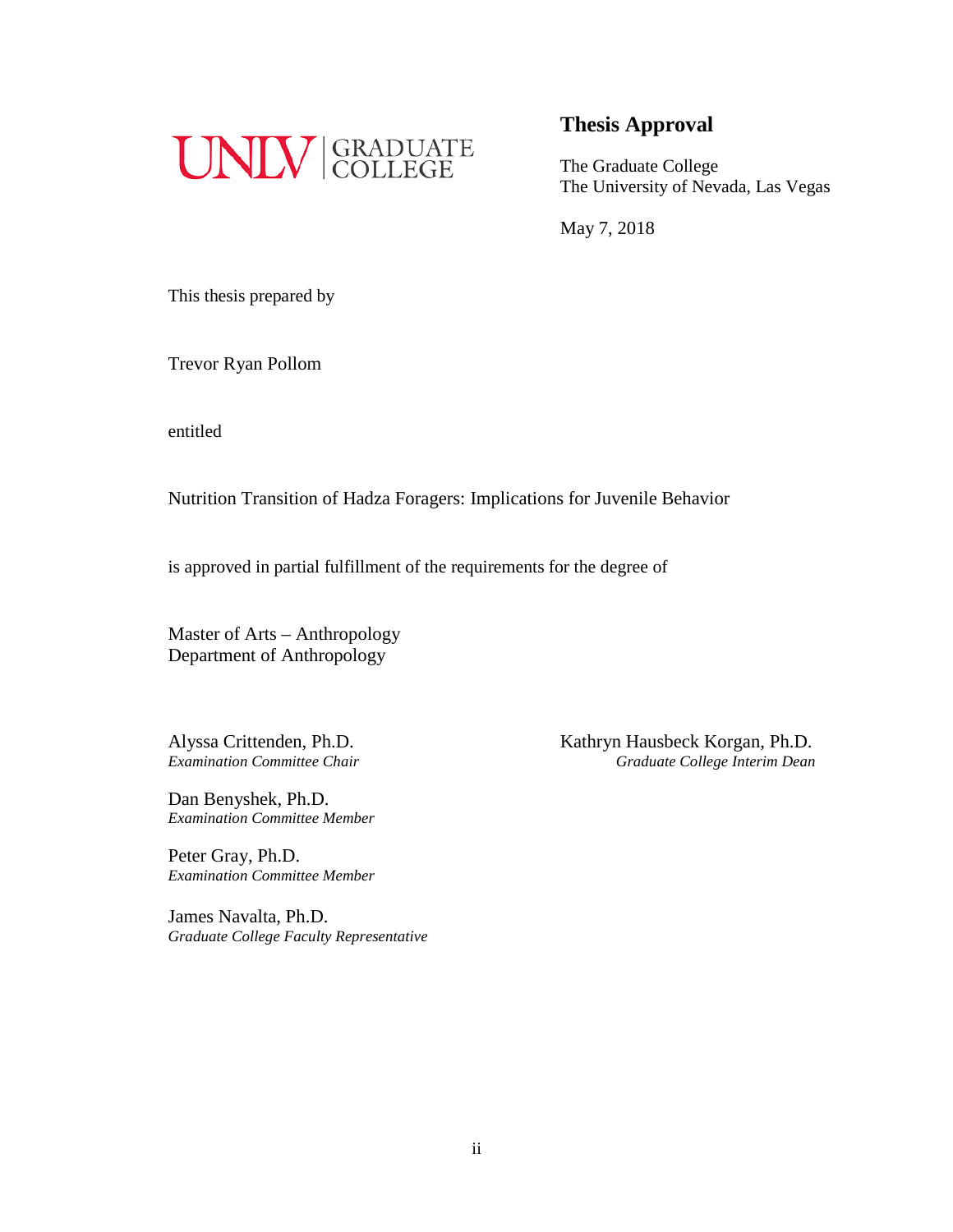UNLV | GRADUATE COLLEGE

# Thesis Approval

The Graduate College
The University of Nevada, Las Vegas

May 7, 2018

This thesis prepared by

Trevor Ryan Pollom

entitled

Nutrition Transition of Hadza Foragers: Implications for Juvenile Behavior

is approved in partial fulfillment of the requirements for the degree of

Master of Arts – Anthropology
Department of Anthropology

Alyssa Crittenden, Ph.D.
*Examination Committee Chair*

Dan Benyshek, Ph.D.
*Examination Committee Member*

Peter Gray, Ph.D.
*Examination Committee Member*

James Navalta, Ph.D.
*Graduate College Faculty Representative*

Kathryn Hausbeck Korgan, Ph.D.
*Graduate College Interim Dean*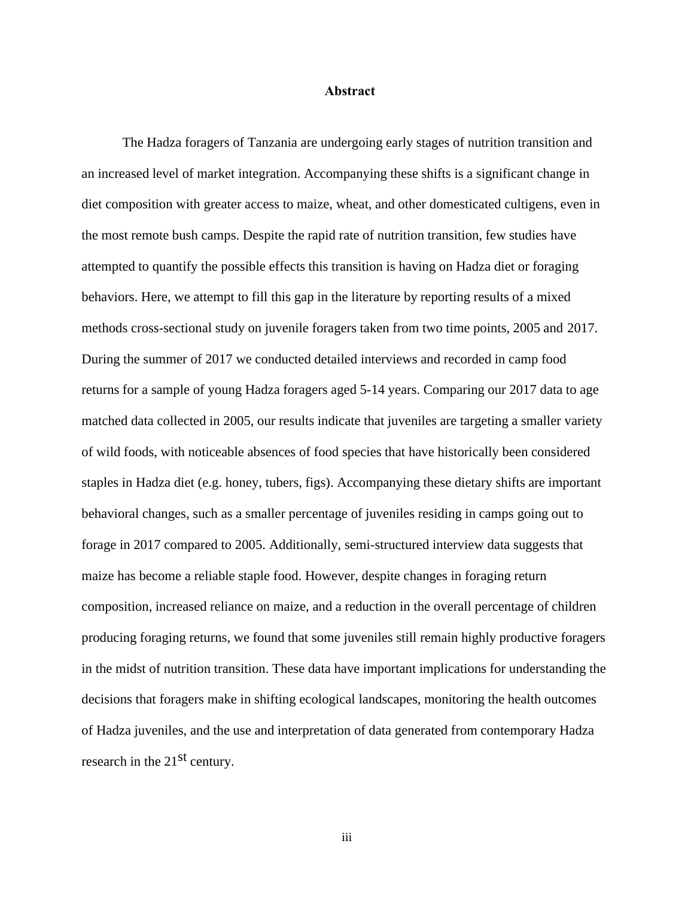# Abstract

The Hadza foragers of Tanzania are undergoing early stages of nutrition transition and an increased level of market integration. Accompanying these shifts is a significant change in diet composition with greater access to maize, wheat, and other domesticated cultigens, even in the most remote bush camps. Despite the rapid rate of nutrition transition, few studies have attempted to quantify the possible effects this transition is having on Hadza diet or foraging behaviors. Here, we attempt to fill this gap in the literature by reporting results of a mixed methods cross-sectional study on juvenile foragers taken from two time points, 2005 and 2017. During the summer of 2017 we conducted detailed interviews and recorded in camp food returns for a sample of young Hadza foragers aged 5-14 years. Comparing our 2017 data to age matched data collected in 2005, our results indicate that juveniles are targeting a smaller variety of wild foods, with noticeable absences of food species that have historically been considered staples in Hadza diet (e.g. honey, tubers, figs). Accompanying these dietary shifts are important behavioral changes, such as a smaller percentage of juveniles residing in camps going out to forage in 2017 compared to 2005. Additionally, semi-structured interview data suggests that maize has become a reliable staple food. However, despite changes in foraging return composition, increased reliance on maize, and a reduction in the overall percentage of children producing foraging returns, we found that some juveniles still remain highly productive foragers in the midst of nutrition transition. These data have important implications for understanding the decisions that foragers make in shifting ecological landscapes, monitoring the health outcomes of Hadza juveniles, and the use and interpretation of data generated from contemporary Hadza research in the 21st century.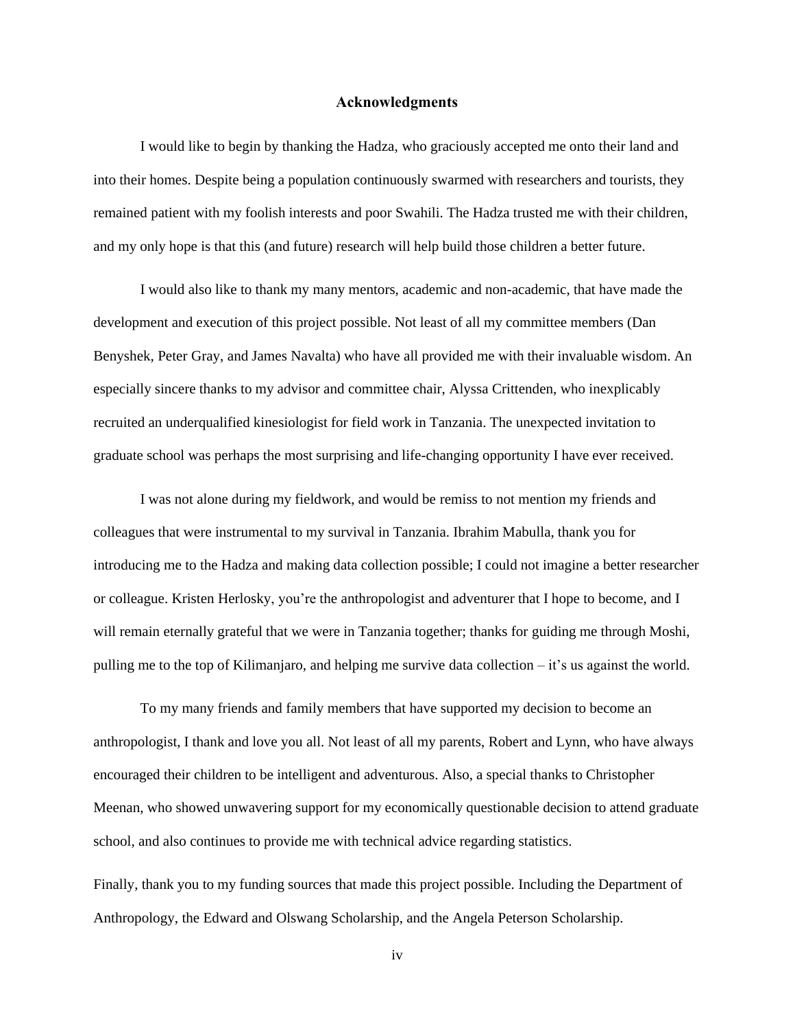## Acknowledgments

I would like to begin by thanking the Hadza, who graciously accepted me onto their land and into their homes. Despite being a population continuously swarmed with researchers and tourists, they remained patient with my foolish interests and poor Swahili. The Hadza trusted me with their children, and my only hope is that this (and future) research will help build those children a better future.

I would also like to thank my many mentors, academic and non-academic, that have made the development and execution of this project possible. Not least of all my committee members (Dan Benyshek, Peter Gray, and James Navalta) who have all provided me with their invaluable wisdom. An especially sincere thanks to my advisor and committee chair, Alyssa Crittenden, who inexplicably recruited an underqualified kinesiologist for field work in Tanzania. The unexpected invitation to graduate school was perhaps the most surprising and life-changing opportunity I have ever received.

I was not alone during my fieldwork, and would be remiss to not mention my friends and colleagues that were instrumental to my survival in Tanzania. Ibrahim Mabulla, thank you for introducing me to the Hadza and making data collection possible; I could not imagine a better researcher or colleague. Kristen Herlosky, you're the anthropologist and adventurer that I hope to become, and I will remain eternally grateful that we were in Tanzania together; thanks for guiding me through Moshi, pulling me to the top of Kilimanjaro, and helping me survive data collection – it's us against the world.

To my many friends and family members that have supported my decision to become an anthropologist, I thank and love you all. Not least of all my parents, Robert and Lynn, who have always encouraged their children to be intelligent and adventurous. Also, a special thanks to Christopher Meenan, who showed unwavering support for my economically questionable decision to attend graduate school, and also continues to provide me with technical advice regarding statistics.

Finally, thank you to my funding sources that made this project possible. Including the Department of Anthropology, the Edward and Olswang Scholarship, and the Angela Peterson Scholarship.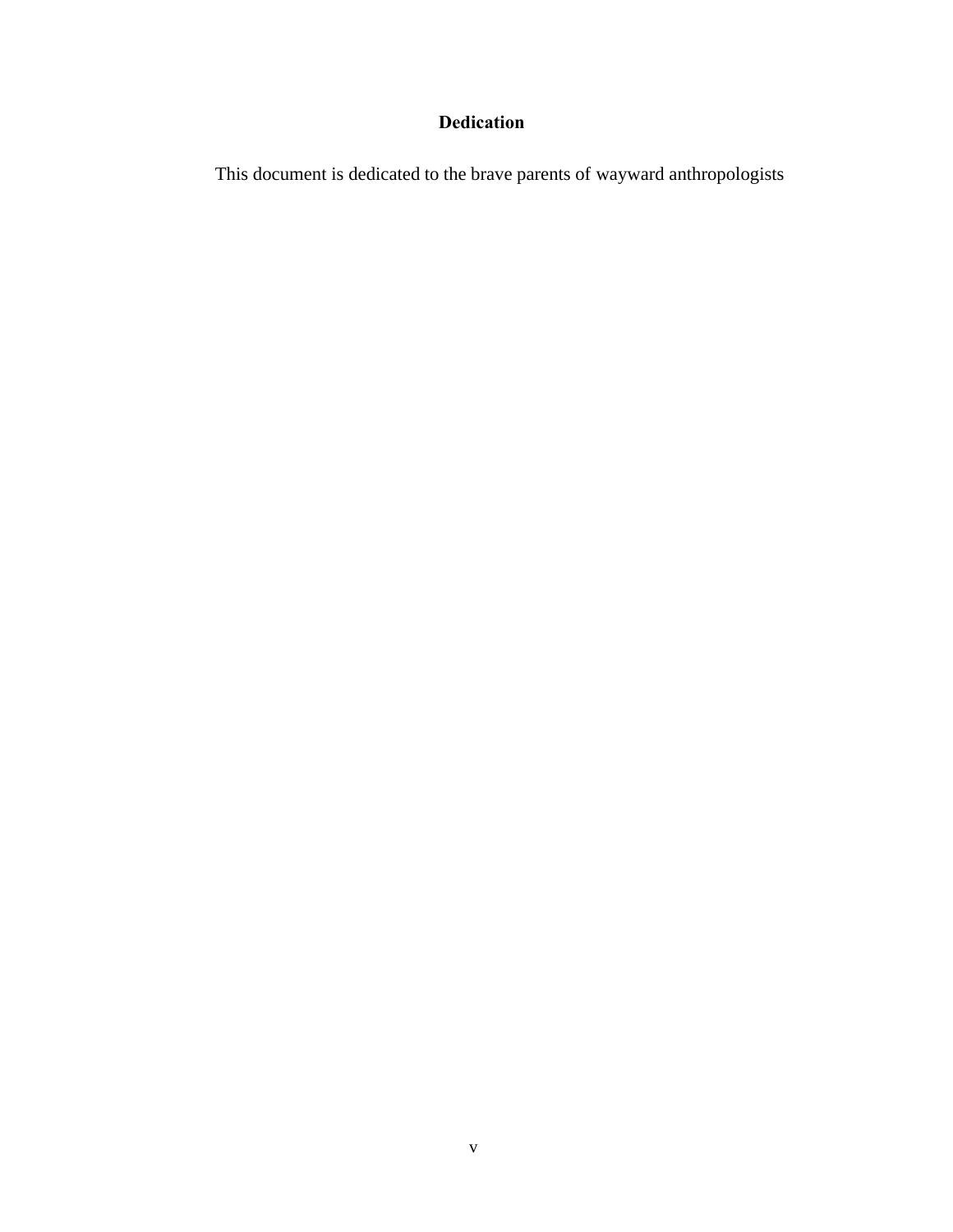## Dedication

This document is dedicated to the brave parents of wayward anthropologists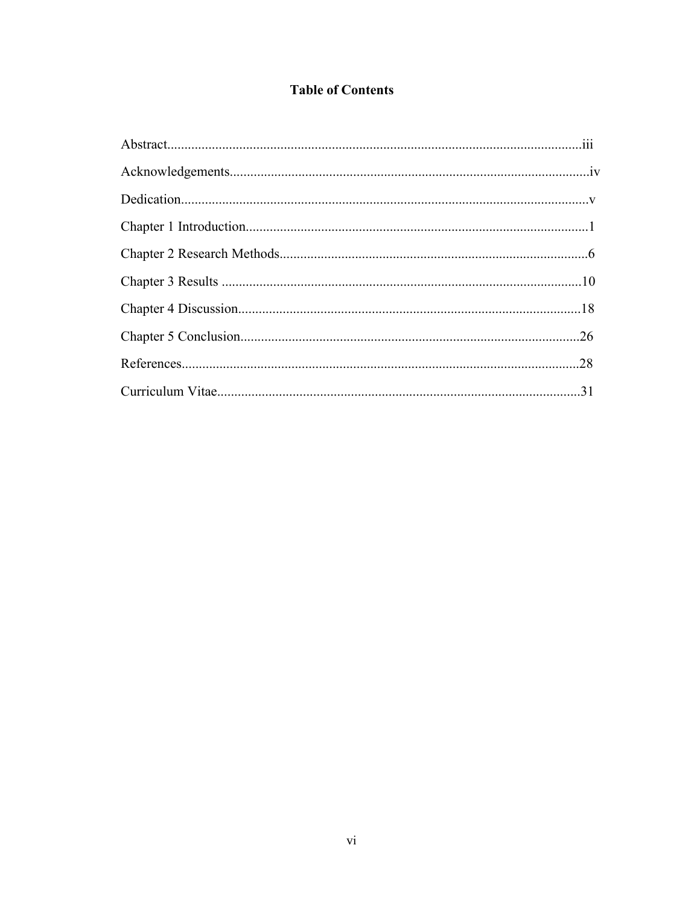# Table of Contents

Abstract......................................................................................................................iii

Acknowledgements.......................................................................................................iv

Dedication.....................................................................................................................v

Chapter 1 Introduction..................................................................................................1

Chapter 2 Research Methods........................................................................................6

Chapter 3 Results ........................................................................................................10

Chapter 4 Discussion...................................................................................................18

Chapter 5 Conclusion..................................................................................................26

References...................................................................................................................28

Curriculum Vitae.........................................................................................................31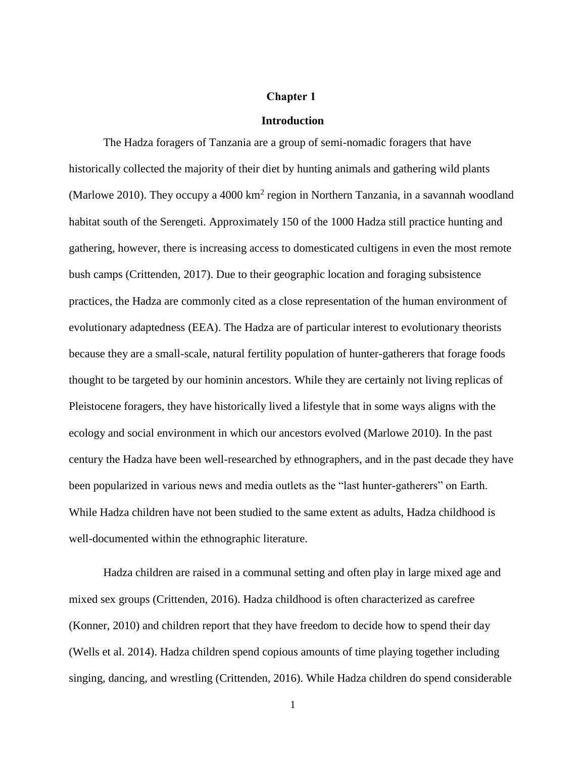# Chapter 1

## Introduction

The Hadza foragers of Tanzania are a group of semi-nomadic foragers that have historically collected the majority of their diet by hunting animals and gathering wild plants (Marlowe 2010). They occupy a 4000 $km^2$ region in Northern Tanzania, in a savannah woodland habitat south of the Serengeti. Approximately 150 of the 1000 Hadza still practice hunting and gathering, however, there is increasing access to domesticated cultigens in even the most remote bush camps (Crittenden, 2017). Due to their geographic location and foraging subsistence practices, the Hadza are commonly cited as a close representation of the human environment of evolutionary adaptedness (EEA). The Hadza are of particular interest to evolutionary theorists because they are a small-scale, natural fertility population of hunter-gatherers that forage foods thought to be targeted by our hominin ancestors. While they are certainly not living replicas of Pleistocene foragers, they have historically lived a lifestyle that in some ways aligns with the ecology and social environment in which our ancestors evolved (Marlowe 2010). In the past century the Hadza have been well-researched by ethnographers, and in the past decade they have been popularized in various news and media outlets as the "last hunter-gatherers" on Earth. While Hadza children have not been studied to the same extent as adults, Hadza childhood is well-documented within the ethnographic literature.

Hadza children are raised in a communal setting and often play in large mixed age and mixed sex groups (Crittenden, 2016). Hadza childhood is often characterized as carefree (Konner, 2010) and children report that they have freedom to decide how to spend their day (Wells et al. 2014). Hadza children spend copious amounts of time playing together including singing, dancing, and wrestling (Crittenden, 2016). While Hadza children do spend considerable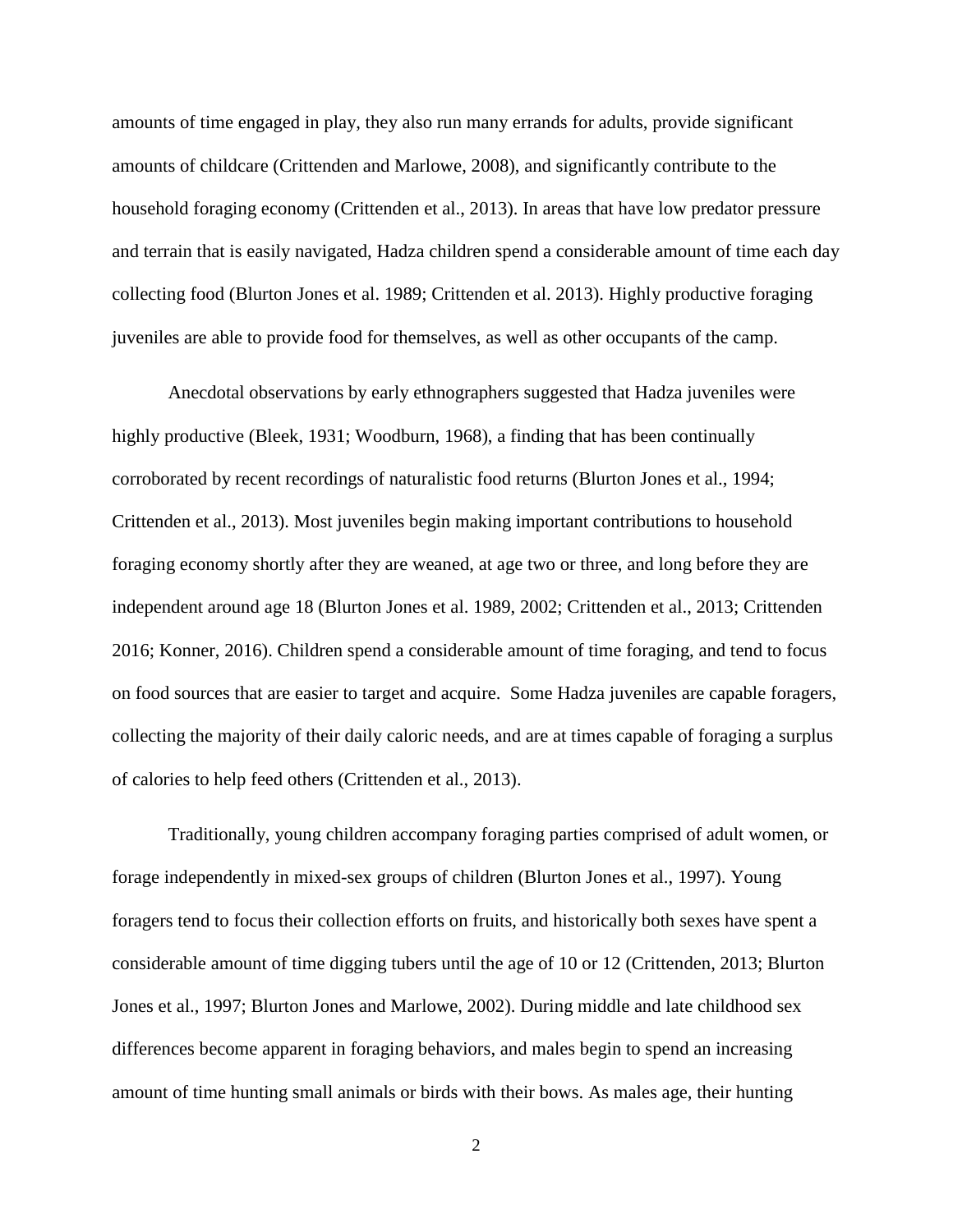amounts of time engaged in play, they also run many errands for adults, provide significant amounts of childcare (Crittenden and Marlowe, 2008), and significantly contribute to the household foraging economy (Crittenden et al., 2013). In areas that have low predator pressure and terrain that is easily navigated, Hadza children spend a considerable amount of time each day collecting food (Blurton Jones et al. 1989; Crittenden et al. 2013). Highly productive foraging juveniles are able to provide food for themselves, as well as other occupants of the camp.

Anecdotal observations by early ethnographers suggested that Hadza juveniles were highly productive (Bleek, 1931; Woodburn, 1968), a finding that has been continually corroborated by recent recordings of naturalistic food returns (Blurton Jones et al., 1994; Crittenden et al., 2013). Most juveniles begin making important contributions to household foraging economy shortly after they are weaned, at age two or three, and long before they are independent around age 18 (Blurton Jones et al. 1989, 2002; Crittenden et al., 2013; Crittenden 2016; Konner, 2016). Children spend a considerable amount of time foraging, and tend to focus on food sources that are easier to target and acquire. Some Hadza juveniles are capable foragers, collecting the majority of their daily caloric needs, and are at times capable of foraging a surplus of calories to help feed others (Crittenden et al., 2013).

Traditionally, young children accompany foraging parties comprised of adult women, or forage independently in mixed-sex groups of children (Blurton Jones et al., 1997). Young foragers tend to focus their collection efforts on fruits, and historically both sexes have spent a considerable amount of time digging tubers until the age of 10 or 12 (Crittenden, 2013; Blurton Jones et al., 1997; Blurton Jones and Marlowe, 2002). During middle and late childhood sex differences become apparent in foraging behaviors, and males begin to spend an increasing amount of time hunting small animals or birds with their bows. As males age, their hunting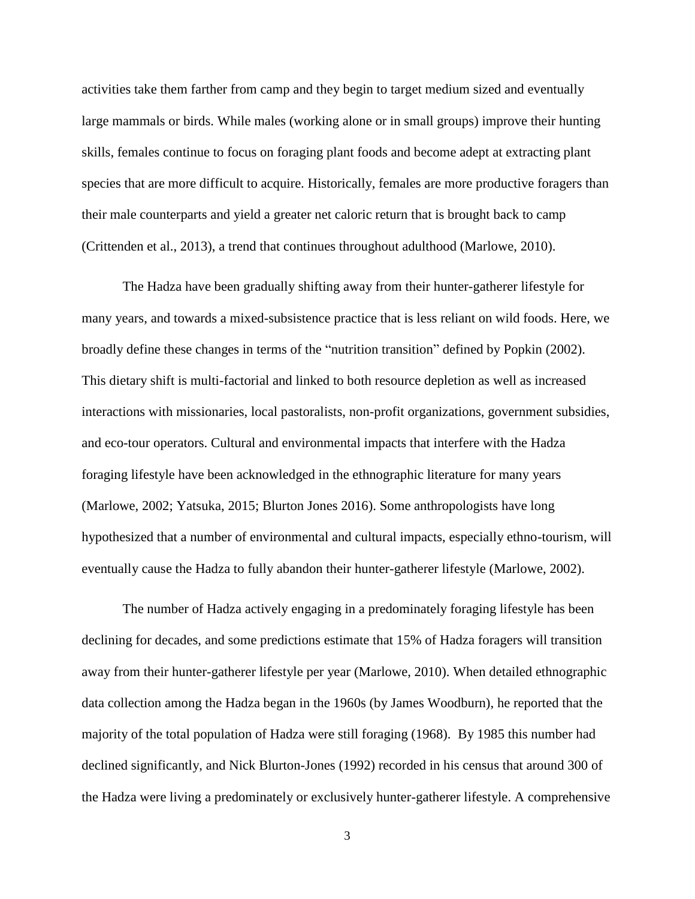activities take them farther from camp and they begin to target medium sized and eventually large mammals or birds. While males (working alone or in small groups) improve their hunting skills, females continue to focus on foraging plant foods and become adept at extracting plant species that are more difficult to acquire. Historically, females are more productive foragers than their male counterparts and yield a greater net caloric return that is brought back to camp (Crittenden et al., 2013), a trend that continues throughout adulthood (Marlowe, 2010).

The Hadza have been gradually shifting away from their hunter-gatherer lifestyle for many years, and towards a mixed-subsistence practice that is less reliant on wild foods. Here, we broadly define these changes in terms of the "nutrition transition" defined by Popkin (2002). This dietary shift is multi-factorial and linked to both resource depletion as well as increased interactions with missionaries, local pastoralists, non-profit organizations, government subsidies, and eco-tour operators. Cultural and environmental impacts that interfere with the Hadza foraging lifestyle have been acknowledged in the ethnographic literature for many years (Marlowe, 2002; Yatsuka, 2015; Blurton Jones 2016). Some anthropologists have long hypothesized that a number of environmental and cultural impacts, especially ethno-tourism, will eventually cause the Hadza to fully abandon their hunter-gatherer lifestyle (Marlowe, 2002).

The number of Hadza actively engaging in a predominately foraging lifestyle has been declining for decades, and some predictions estimate that 15% of Hadza foragers will transition away from their hunter-gatherer lifestyle per year (Marlowe, 2010). When detailed ethnographic data collection among the Hadza began in the 1960s (by James Woodburn), he reported that the majority of the total population of Hadza were still foraging (1968). By 1985 this number had declined significantly, and Nick Blurton-Jones (1992) recorded in his census that around 300 of the Hadza were living a predominately or exclusively hunter-gatherer lifestyle. A comprehensive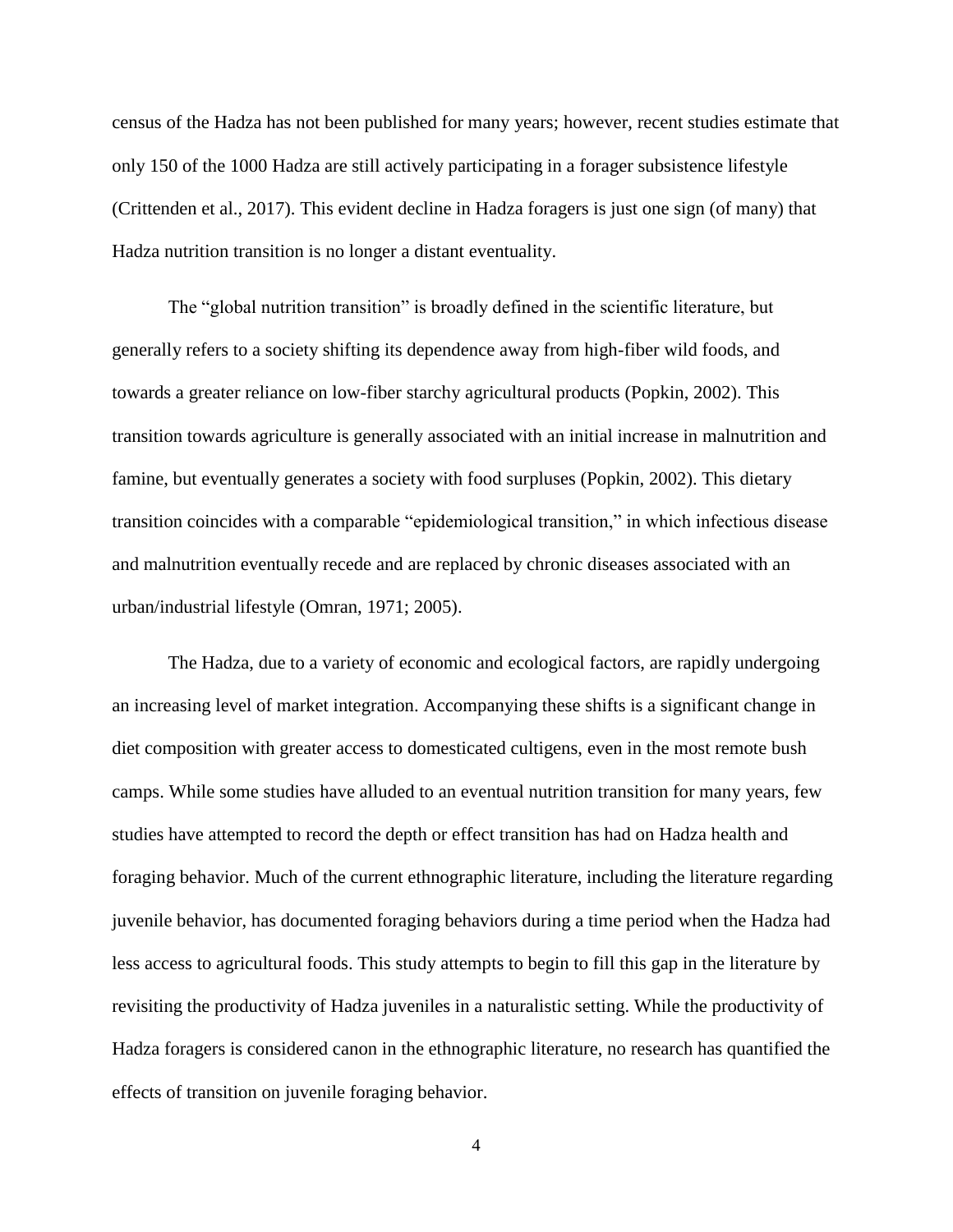census of the Hadza has not been published for many years; however, recent studies estimate that only 150 of the 1000 Hadza are still actively participating in a forager subsistence lifestyle (Crittenden et al., 2017). This evident decline in Hadza foragers is just one sign (of many) that Hadza nutrition transition is no longer a distant eventuality.

The “global nutrition transition” is broadly defined in the scientific literature, but generally refers to a society shifting its dependence away from high-fiber wild foods, and towards a greater reliance on low-fiber starchy agricultural products (Popkin, 2002). This transition towards agriculture is generally associated with an initial increase in malnutrition and famine, but eventually generates a society with food surpluses (Popkin, 2002). This dietary transition coincides with a comparable “epidemiological transition,” in which infectious disease and malnutrition eventually recede and are replaced by chronic diseases associated with an urban/industrial lifestyle (Omran, 1971; 2005).

The Hadza, due to a variety of economic and ecological factors, are rapidly undergoing an increasing level of market integration. Accompanying these shifts is a significant change in diet composition with greater access to domesticated cultigens, even in the most remote bush camps. While some studies have alluded to an eventual nutrition transition for many years, few studies have attempted to record the depth or effect transition has had on Hadza health and foraging behavior. Much of the current ethnographic literature, including the literature regarding juvenile behavior, has documented foraging behaviors during a time period when the Hadza had less access to agricultural foods. This study attempts to begin to fill this gap in the literature by revisiting the productivity of Hadza juveniles in a naturalistic setting. While the productivity of Hadza foragers is considered canon in the ethnographic literature, no research has quantified the effects of transition on juvenile foraging behavior.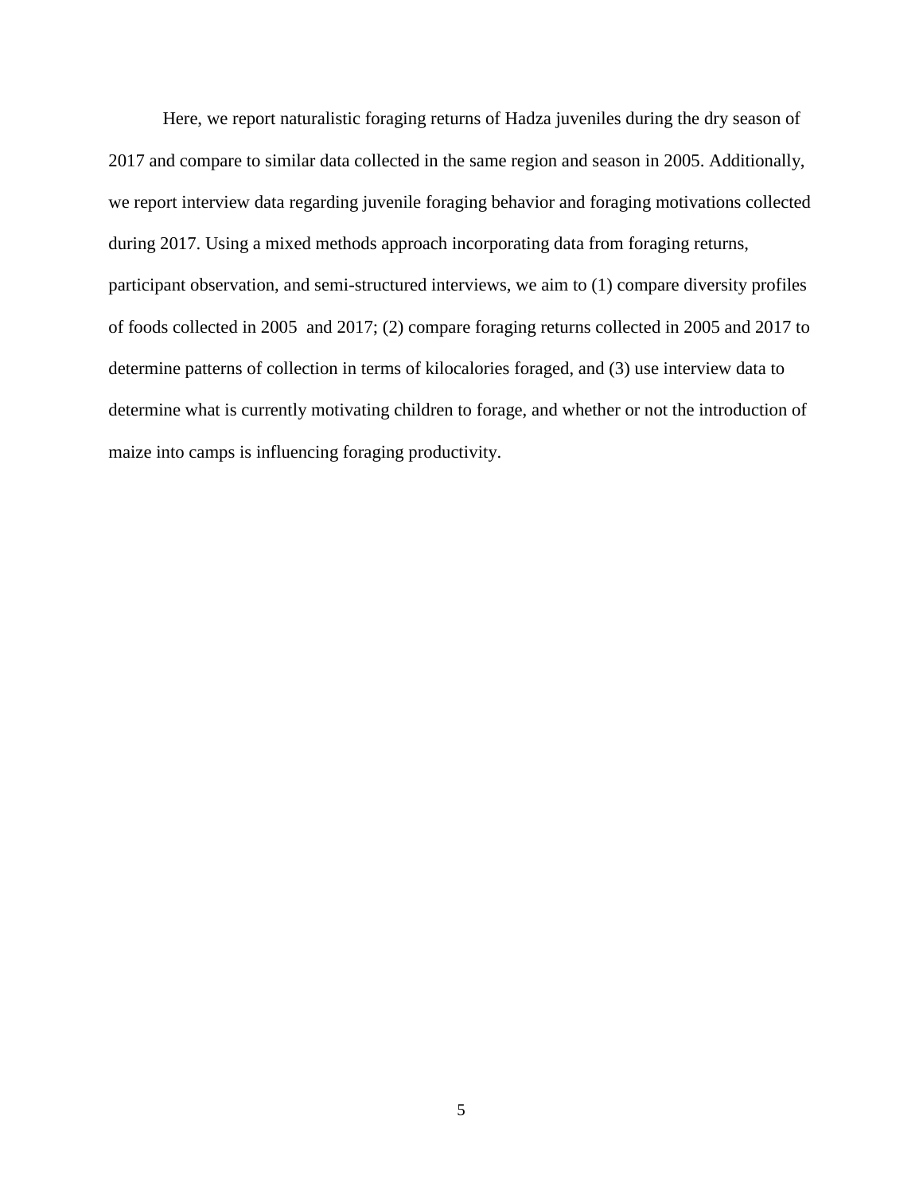Here, we report naturalistic foraging returns of Hadza juveniles during the dry season of 2017 and compare to similar data collected in the same region and season in 2005. Additionally, we report interview data regarding juvenile foraging behavior and foraging motivations collected during 2017. Using a mixed methods approach incorporating data from foraging returns, participant observation, and semi-structured interviews, we aim to (1) compare diversity profiles of foods collected in 2005 and 2017; (2) compare foraging returns collected in 2005 and 2017 to determine patterns of collection in terms of kilocalories foraged, and (3) use interview data to determine what is currently motivating children to forage, and whether or not the introduction of maize into camps is influencing foraging productivity.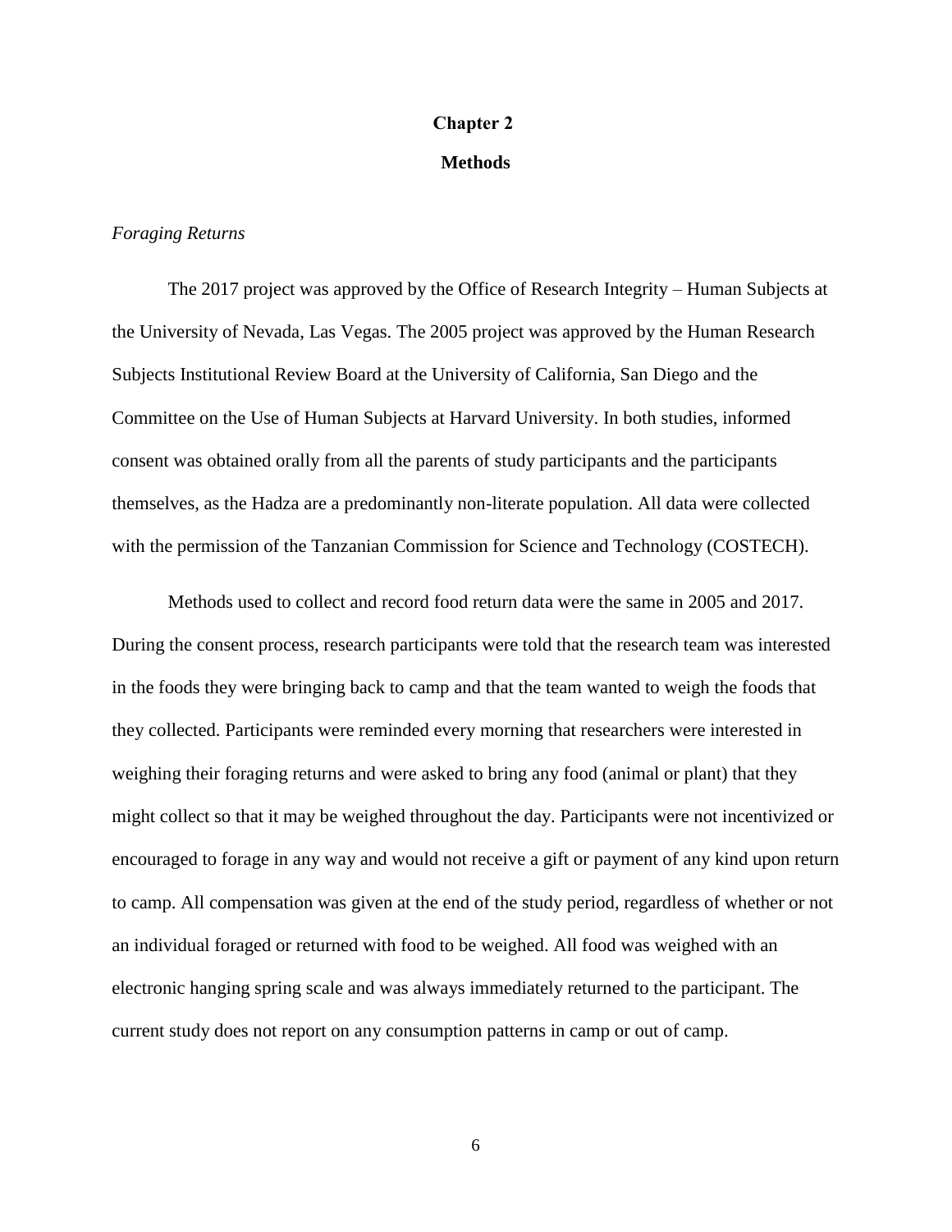# Chapter 2

## Methods

*Foraging Returns*

The 2017 project was approved by the Office of Research Integrity – Human Subjects at the University of Nevada, Las Vegas. The 2005 project was approved by the Human Research Subjects Institutional Review Board at the University of California, San Diego and the Committee on the Use of Human Subjects at Harvard University. In both studies, informed consent was obtained orally from all the parents of study participants and the participants themselves, as the Hadza are a predominantly non-literate population. All data were collected with the permission of the Tanzanian Commission for Science and Technology (COSTECH).

Methods used to collect and record food return data were the same in 2005 and 2017. During the consent process, research participants were told that the research team was interested in the foods they were bringing back to camp and that the team wanted to weigh the foods that they collected. Participants were reminded every morning that researchers were interested in weighing their foraging returns and were asked to bring any food (animal or plant) that they might collect so that it may be weighed throughout the day. Participants were not incentivized or encouraged to forage in any way and would not receive a gift or payment of any kind upon return to camp. All compensation was given at the end of the study period, regardless of whether or not an individual foraged or returned with food to be weighed. All food was weighed with an electronic hanging spring scale and was always immediately returned to the participant. The current study does not report on any consumption patterns in camp or out of camp.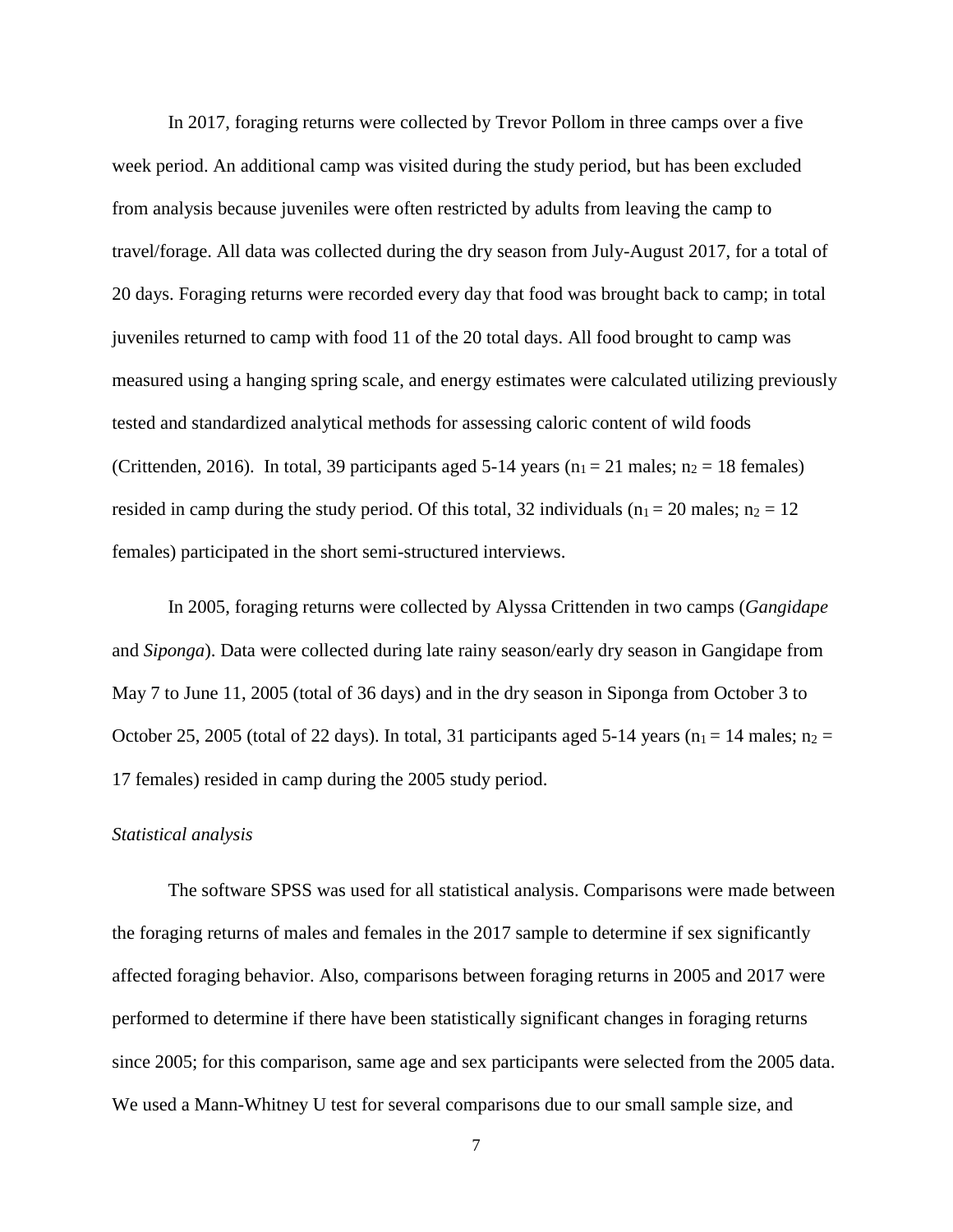In 2017, foraging returns were collected by Trevor Pollom in three camps over a five week period. An additional camp was visited during the study period, but has been excluded from analysis because juveniles were often restricted by adults from leaving the camp to travel/forage. All data was collected during the dry season from July-August 2017, for a total of 20 days. Foraging returns were recorded every day that food was brought back to camp; in total juveniles returned to camp with food 11 of the 20 total days. All food brought to camp was measured using a hanging spring scale, and energy estimates were calculated utilizing previously tested and standardized analytical methods for assessing caloric content of wild foods (Crittenden, 2016). In total, 39 participants aged 5-14 years ($n_1 = 21$ males; $n_2 = 18$ females) resided in camp during the study period. Of this total, 32 individuals ($n_1 = 20$ males; $n_2 = 12$ females) participated in the short semi-structured interviews.

In 2005, foraging returns were collected by Alyssa Crittenden in two camps (*Gangidape* and *Siponga*). Data were collected during late rainy season/early dry season in Gangidape from May 7 to June 11, 2005 (total of 36 days) and in the dry season in Siponga from October 3 to October 25, 2005 (total of 22 days). In total, 31 participants aged 5-14 years ($n_1 = 14$ males; $n_2 = 17$ females) resided in camp during the 2005 study period.

*Statistical analysis*

The software SPSS was used for all statistical analysis. Comparisons were made between the foraging returns of males and females in the 2017 sample to determine if sex significantly affected foraging behavior. Also, comparisons between foraging returns in 2005 and 2017 were performed to determine if there have been statistically significant changes in foraging returns since 2005; for this comparison, same age and sex participants were selected from the 2005 data. We used a Mann-Whitney U test for several comparisons due to our small sample size, and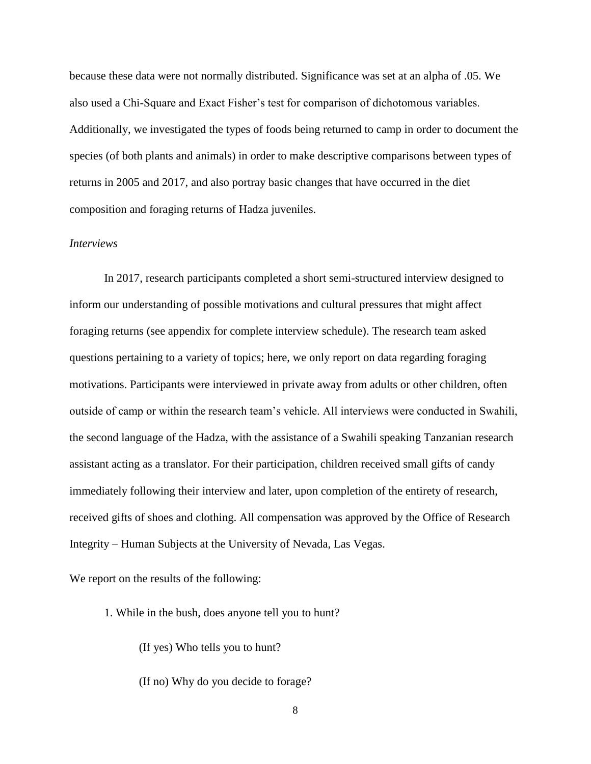because these data were not normally distributed. Significance was set at an alpha of .05. We also used a Chi-Square and Exact Fisher's test for comparison of dichotomous variables. Additionally, we investigated the types of foods being returned to camp in order to document the species (of both plants and animals) in order to make descriptive comparisons between types of returns in 2005 and 2017, and also portray basic changes that have occurred in the diet composition and foraging returns of Hadza juveniles.

*Interviews*

In 2017, research participants completed a short semi-structured interview designed to inform our understanding of possible motivations and cultural pressures that might affect foraging returns (see appendix for complete interview schedule). The research team asked questions pertaining to a variety of topics; here, we only report on data regarding foraging motivations. Participants were interviewed in private away from adults or other children, often outside of camp or within the research team's vehicle. All interviews were conducted in Swahili, the second language of the Hadza, with the assistance of a Swahili speaking Tanzanian research assistant acting as a translator. For their participation, children received small gifts of candy immediately following their interview and later, upon completion of the entirety of research, received gifts of shoes and clothing. All compensation was approved by the Office of Research Integrity – Human Subjects at the University of Nevada, Las Vegas.

We report on the results of the following:

1. While in the bush, does anyone tell you to hunt?

    (If yes) Who tells you to hunt?

    (If no) Why do you decide to forage?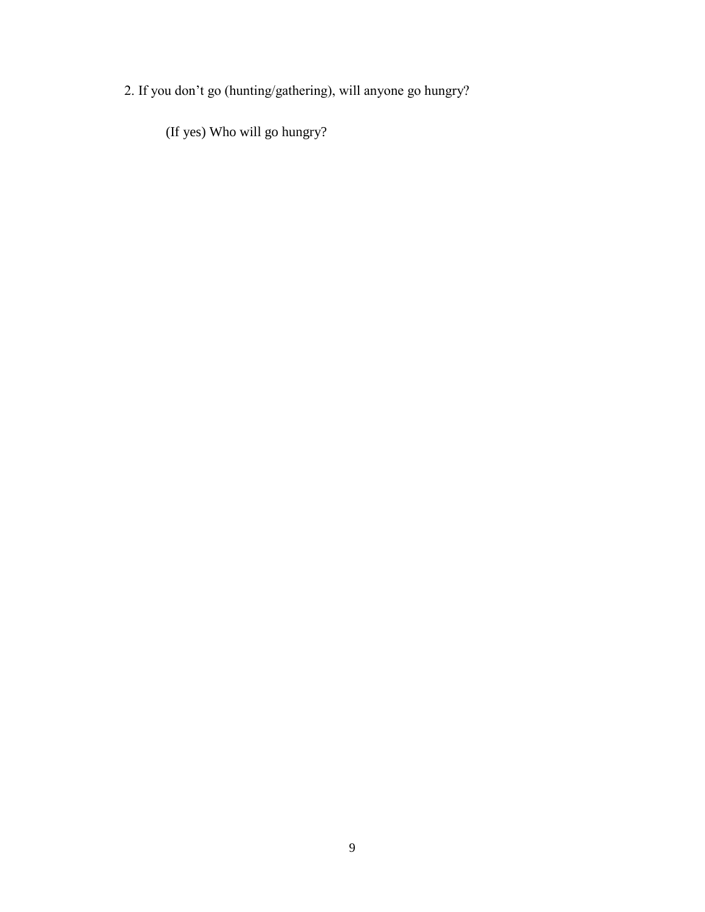2. If you don’t go (hunting/gathering), will anyone go hungry?

(If yes) Who will go hungry?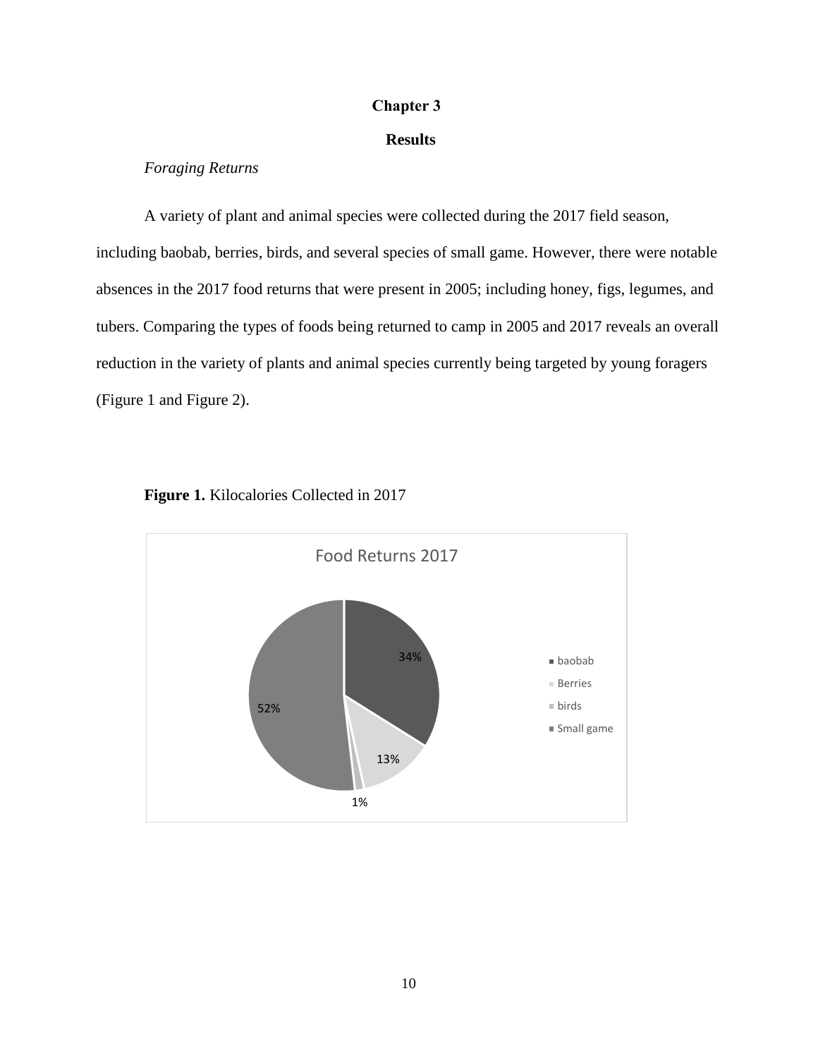# Chapter 3

## Results

### *Foraging Returns*

A variety of plant and animal species were collected during the 2017 field season, including baobab, berries, birds, and several species of small game. However, there were notable absences in the 2017 food returns that were present in 2005; including honey, figs, legumes, and tubers. Comparing the types of foods being returned to camp in 2005 and 2017 reveals an overall reduction in the variety of plants and animal species currently being targeted by young foragers (Figure 1 and Figure 2).

**Figure 1.** Kilocalories Collected in 2017

Food Returns 2017

- baobab: 34%
- Berries: 13%
- birds: 1%
- Small game: 52%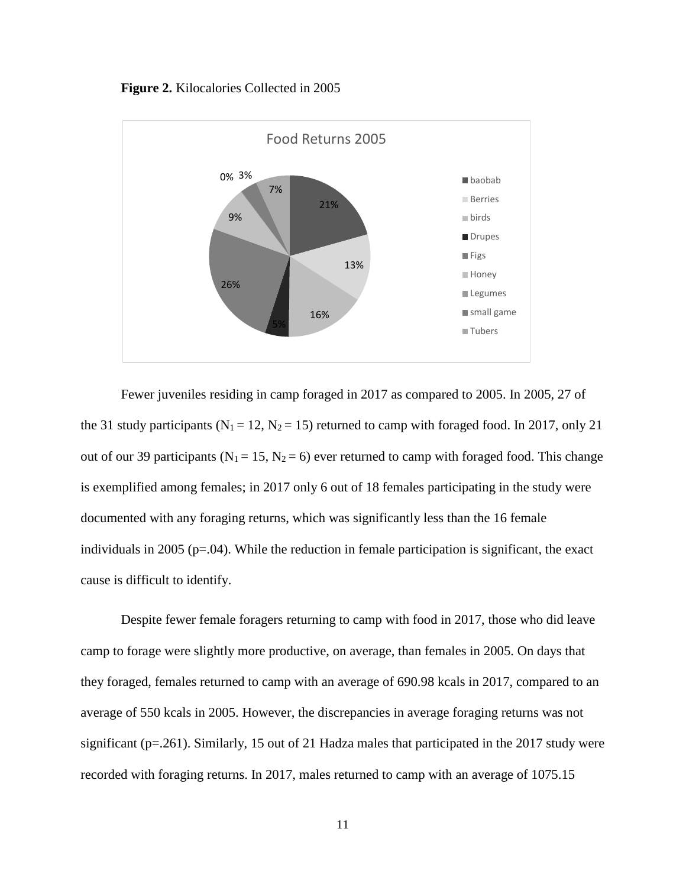**Figure 2.** Kilocalories Collected in 2005

Fewer juveniles residing in camp foraged in 2017 as compared to 2005. In 2005, 27 of the 31 study participants ($N_1 = 12$, $N_2 = 15$) returned to camp with foraged food. In 2017, only 21 out of our 39 participants ($N_1 = 15$, $N_2 = 6$) ever returned to camp with foraged food. This change is exemplified among females; in 2017 only 6 out of 18 females participating in the study were documented with any foraging returns, which was significantly less than the 16 female individuals in 2005 ($p=.04$). While the reduction in female participation is significant, the exact cause is difficult to identify.

Despite fewer female foragers returning to camp with food in 2017, those who did leave camp to forage were slightly more productive, on average, than females in 2005. On days that they foraged, females returned to camp with an average of 690.98 kcals in 2017, compared to an average of 550 kcals in 2005. However, the discrepancies in average foraging returns was not significant ($p=.261$). Similarly, 15 out of 21 Hadza males that participated in the 2017 study were recorded with foraging returns. In 2017, males returned to camp with an average of 1075.15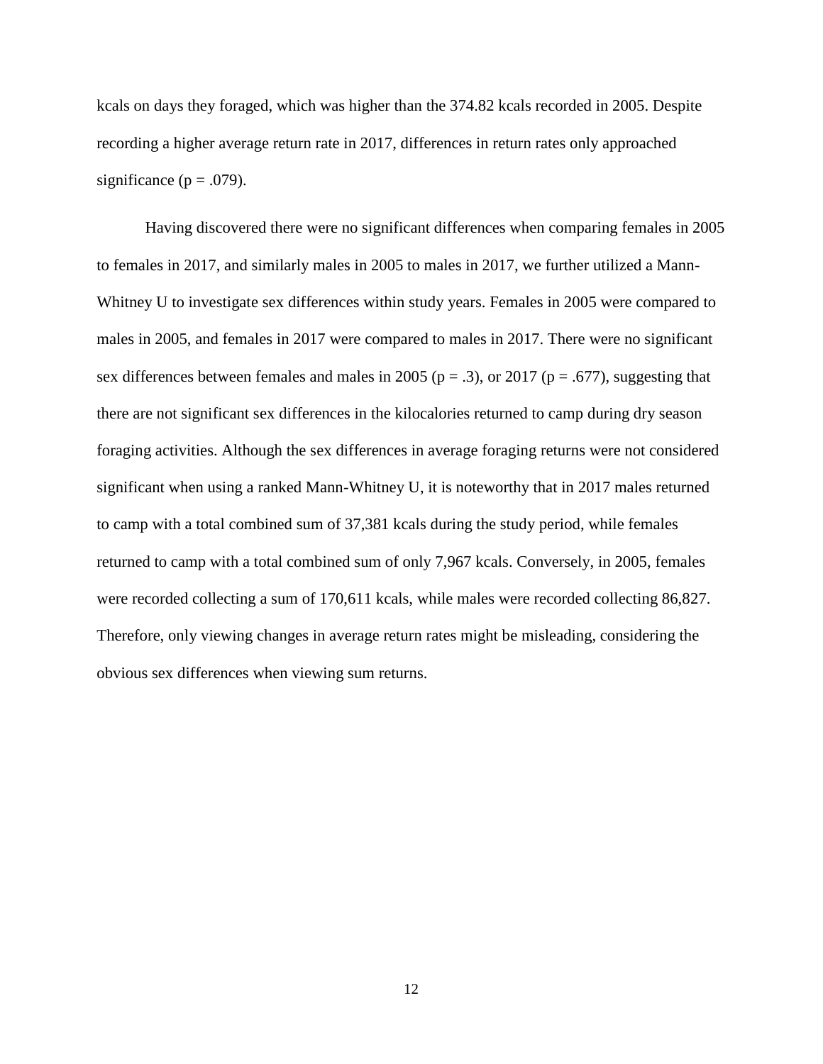kcals on days they foraged, which was higher than the 374.82 kcals recorded in 2005. Despite recording a higher average return rate in 2017, differences in return rates only approached significance ($p = .079$).

Having discovered there were no significant differences when comparing females in 2005 to females in 2017, and similarly males in 2005 to males in 2017, we further utilized a Mann-Whitney U to investigate sex differences within study years. Females in 2005 were compared to males in 2005, and females in 2017 were compared to males in 2017. There were no significant sex differences between females and males in 2005 ($p = .3$), or 2017 ($p = .677$), suggesting that there are not significant sex differences in the kilocalories returned to camp during dry season foraging activities. Although the sex differences in average foraging returns were not considered significant when using a ranked Mann-Whitney U, it is noteworthy that in 2017 males returned to camp with a total combined sum of 37,381 kcals during the study period, while females returned to camp with a total combined sum of only 7,967 kcals. Conversely, in 2005, females were recorded collecting a sum of 170,611 kcals, while males were recorded collecting 86,827. Therefore, only viewing changes in average return rates might be misleading, considering the obvious sex differences when viewing sum returns.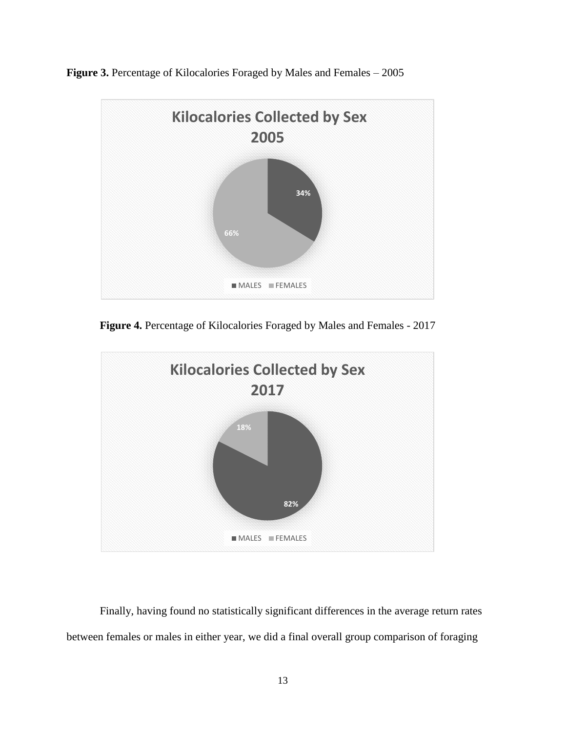**Figure 3.** Percentage of Kilocalories Foraged by Males and Females – 2005

**Figure 4.** Percentage of Kilocalories Foraged by Males and Females - 2017

Finally, having found no statistically significant differences in the average return rates between females or males in either year, we did a final overall group comparison of foraging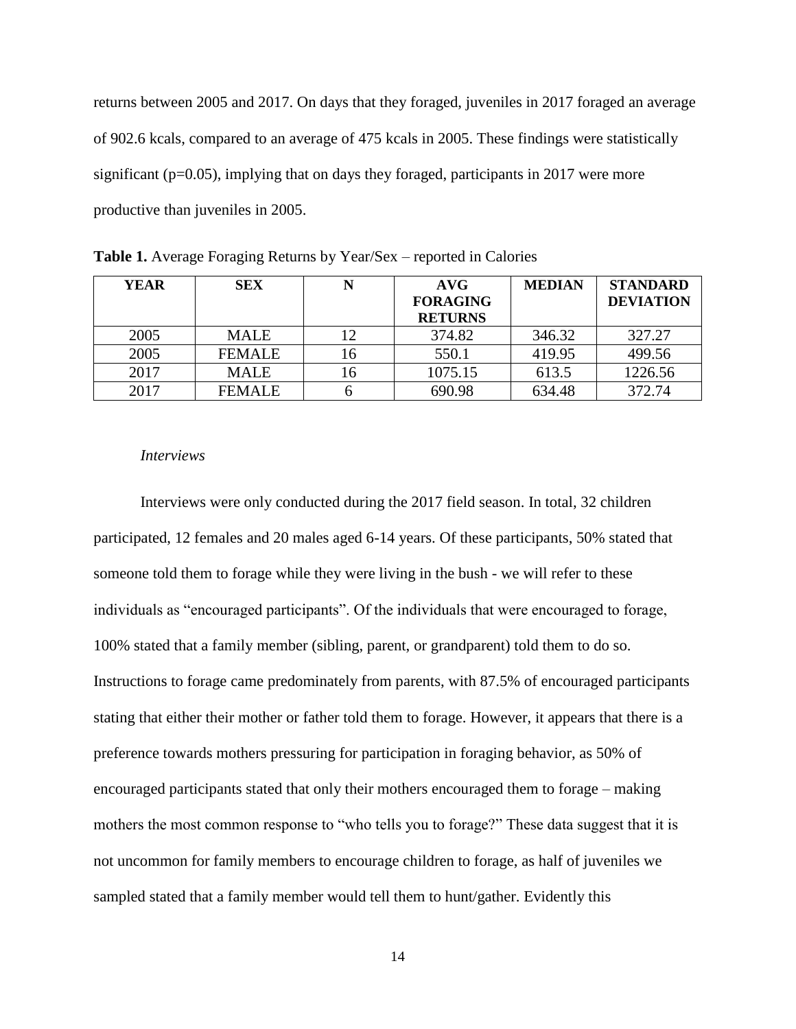returns between 2005 and 2017. On days that they foraged, juveniles in 2017 foraged an average of 902.6 kcals, compared to an average of 475 kcals in 2005. These findings were statistically significant ($p=0.05$), implying that on days they foraged, participants in 2017 were more productive than juveniles in 2005.

**Table 1.** Average Foraging Returns by Year/Sex – reported in Calories

| YEAR | SEX | N | AVG FORAGING RETURNS | MEDIAN | STANDARD DEVIATION |
|---|---|---|---|---|---|
| 2005 | MALE | 12 | 374.82 | 346.32 | 327.27 |
| 2005 | FEMALE | 16 | 550.1 | 419.95 | 499.56 |
| 2017 | MALE | 16 | 1075.15 | 613.5 | 1226.56 |
| 2017 | FEMALE | 6 | 690.98 | 634.48 | 372.74 |

*Interviews*

Interviews were only conducted during the 2017 field season. In total, 32 children participated, 12 females and 20 males aged 6-14 years. Of these participants, 50% stated that someone told them to forage while they were living in the bush - we will refer to these individuals as "encouraged participants". Of the individuals that were encouraged to forage, 100% stated that a family member (sibling, parent, or grandparent) told them to do so. Instructions to forage came predominately from parents, with 87.5% of encouraged participants stating that either their mother or father told them to forage. However, it appears that there is a preference towards mothers pressuring for participation in foraging behavior, as 50% of encouraged participants stated that only their mothers encouraged them to forage – making mothers the most common response to "who tells you to forage?" These data suggest that it is not uncommon for family members to encourage children to forage, as half of juveniles we sampled stated that a family member would tell them to hunt/gather. Evidently this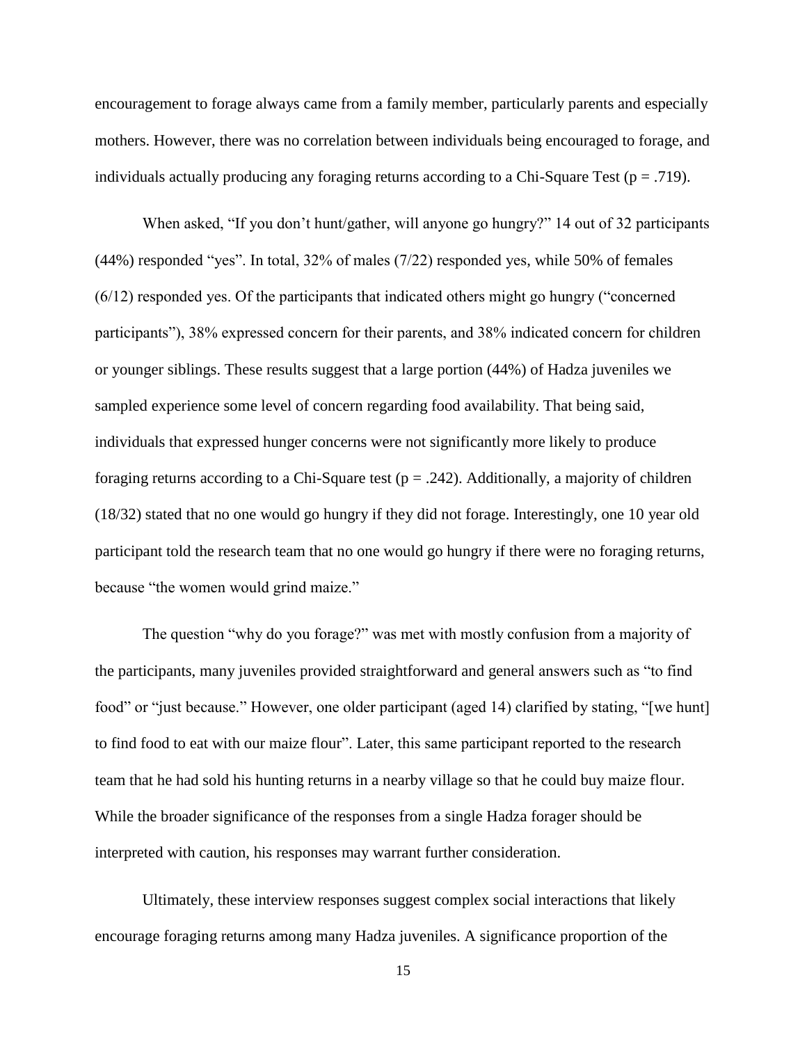encouragement to forage always came from a family member, particularly parents and especially mothers. However, there was no correlation between individuals being encouraged to forage, and individuals actually producing any foraging returns according to a Chi-Square Test ($p = .719$).

When asked, "If you don't hunt/gather, will anyone go hungry?" 14 out of 32 participants (44%) responded "yes". In total, 32% of males (7/22) responded yes, while 50% of females (6/12) responded yes. Of the participants that indicated others might go hungry ("concerned participants"), 38% expressed concern for their parents, and 38% indicated concern for children or younger siblings. These results suggest that a large portion (44%) of Hadza juveniles we sampled experience some level of concern regarding food availability. That being said, individuals that expressed hunger concerns were not significantly more likely to produce foraging returns according to a Chi-Square test ($p = .242$). Additionally, a majority of children (18/32) stated that no one would go hungry if they did not forage. Interestingly, one 10 year old participant told the research team that no one would go hungry if there were no foraging returns, because "the women would grind maize."

The question "why do you forage?" was met with mostly confusion from a majority of the participants, many juveniles provided straightforward and general answers such as "to find food" or "just because." However, one older participant (aged 14) clarified by stating, "[we hunt] to find food to eat with our maize flour". Later, this same participant reported to the research team that he had sold his hunting returns in a nearby village so that he could buy maize flour. While the broader significance of the responses from a single Hadza forager should be interpreted with caution, his responses may warrant further consideration.

Ultimately, these interview responses suggest complex social interactions that likely encourage foraging returns among many Hadza juveniles. A significance proportion of the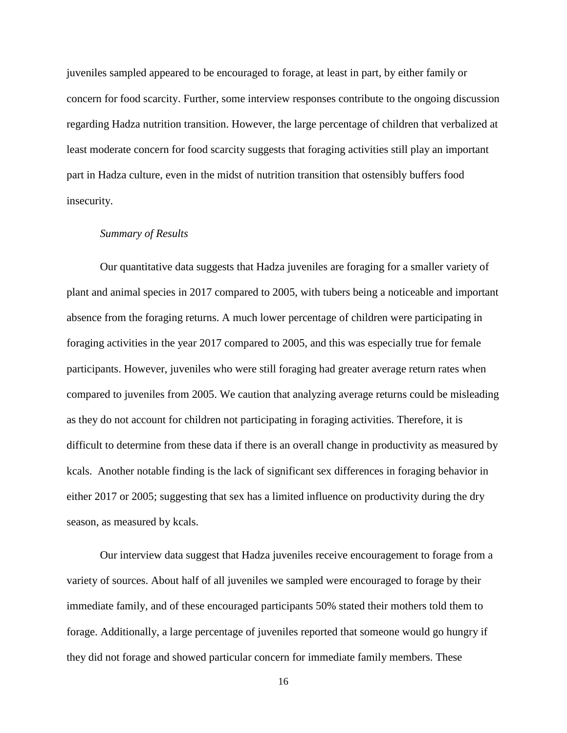juveniles sampled appeared to be encouraged to forage, at least in part, by either family or concern for food scarcity. Further, some interview responses contribute to the ongoing discussion regarding Hadza nutrition transition. However, the large percentage of children that verbalized at least moderate concern for food scarcity suggests that foraging activities still play an important part in Hadza culture, even in the midst of nutrition transition that ostensibly buffers food insecurity.

*Summary of Results*

Our quantitative data suggests that Hadza juveniles are foraging for a smaller variety of plant and animal species in 2017 compared to 2005, with tubers being a noticeable and important absence from the foraging returns. A much lower percentage of children were participating in foraging activities in the year 2017 compared to 2005, and this was especially true for female participants. However, juveniles who were still foraging had greater average return rates when compared to juveniles from 2005. We caution that analyzing average returns could be misleading as they do not account for children not participating in foraging activities. Therefore, it is difficult to determine from these data if there is an overall change in productivity as measured by kcals. Another notable finding is the lack of significant sex differences in foraging behavior in either 2017 or 2005; suggesting that sex has a limited influence on productivity during the dry season, as measured by kcals.

Our interview data suggest that Hadza juveniles receive encouragement to forage from a variety of sources. About half of all juveniles we sampled were encouraged to forage by their immediate family, and of these encouraged participants 50% stated their mothers told them to forage. Additionally, a large percentage of juveniles reported that someone would go hungry if they did not forage and showed particular concern for immediate family members. These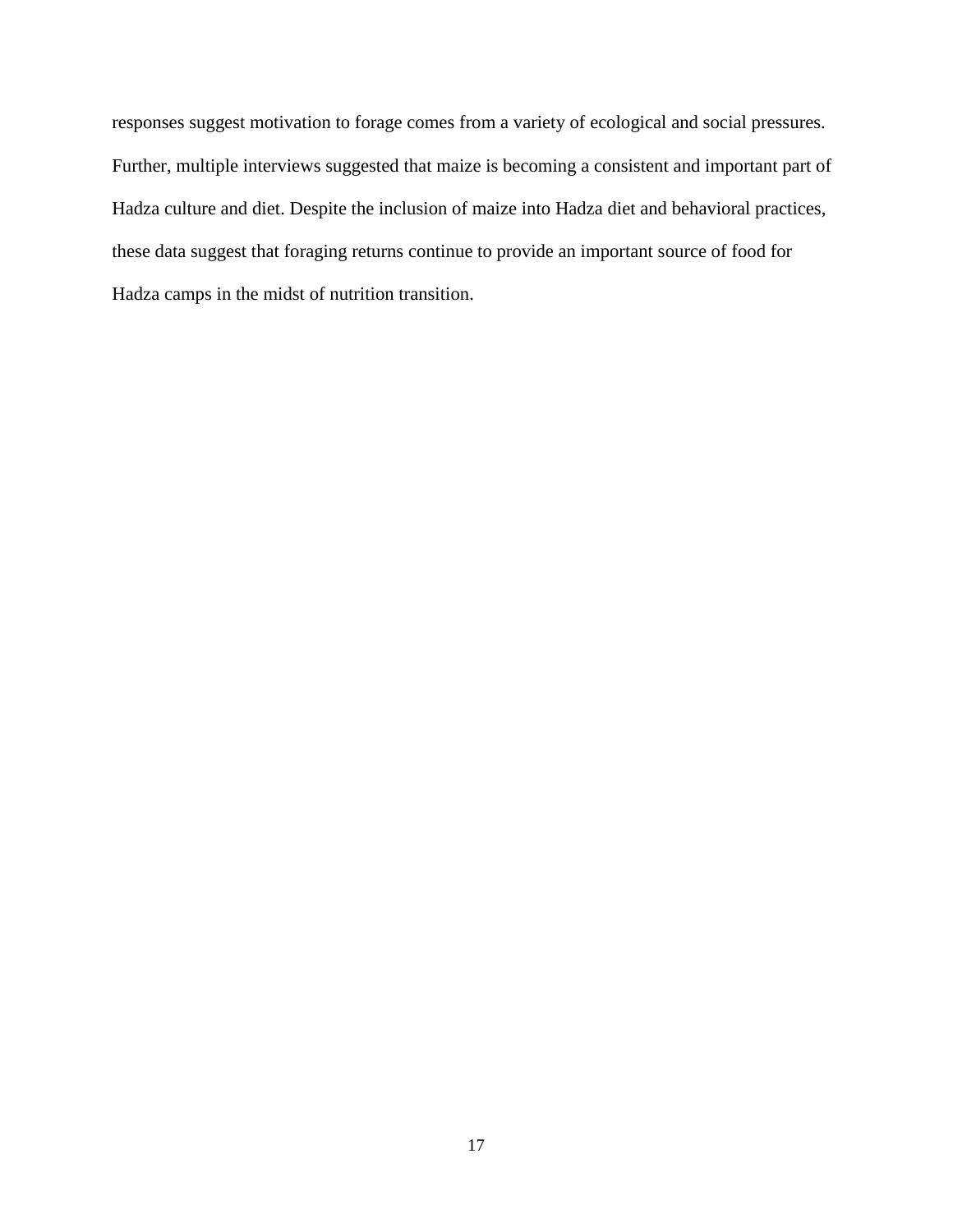responses suggest motivation to forage comes from a variety of ecological and social pressures. Further, multiple interviews suggested that maize is becoming a consistent and important part of Hadza culture and diet. Despite the inclusion of maize into Hadza diet and behavioral practices, these data suggest that foraging returns continue to provide an important source of food for Hadza camps in the midst of nutrition transition.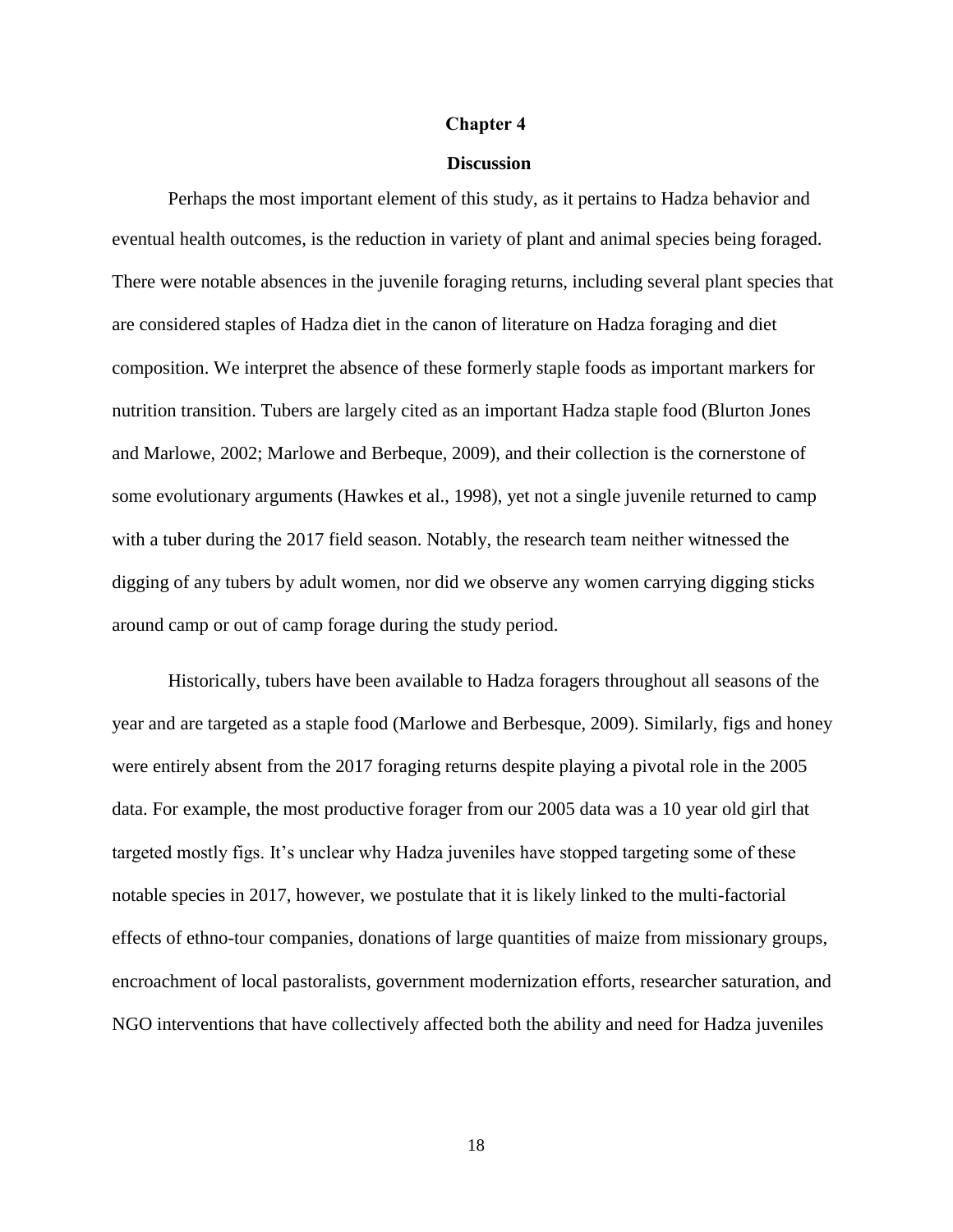# Chapter 4

## Discussion

Perhaps the most important element of this study, as it pertains to Hadza behavior and eventual health outcomes, is the reduction in variety of plant and animal species being foraged. There were notable absences in the juvenile foraging returns, including several plant species that are considered staples of Hadza diet in the canon of literature on Hadza foraging and diet composition. We interpret the absence of these formerly staple foods as important markers for nutrition transition. Tubers are largely cited as an important Hadza staple food (Blurton Jones and Marlowe, 2002; Marlowe and Berbeque, 2009), and their collection is the cornerstone of some evolutionary arguments (Hawkes et al., 1998), yet not a single juvenile returned to camp with a tuber during the 2017 field season. Notably, the research team neither witnessed the digging of any tubers by adult women, nor did we observe any women carrying digging sticks around camp or out of camp forage during the study period.

Historically, tubers have been available to Hadza foragers throughout all seasons of the year and are targeted as a staple food (Marlowe and Berbesque, 2009). Similarly, figs and honey were entirely absent from the 2017 foraging returns despite playing a pivotal role in the 2005 data. For example, the most productive forager from our 2005 data was a 10 year old girl that targeted mostly figs. It's unclear why Hadza juveniles have stopped targeting some of these notable species in 2017, however, we postulate that it is likely linked to the multi-factorial effects of ethno-tour companies, donations of large quantities of maize from missionary groups, encroachment of local pastoralists, government modernization efforts, researcher saturation, and NGO interventions that have collectively affected both the ability and need for Hadza juveniles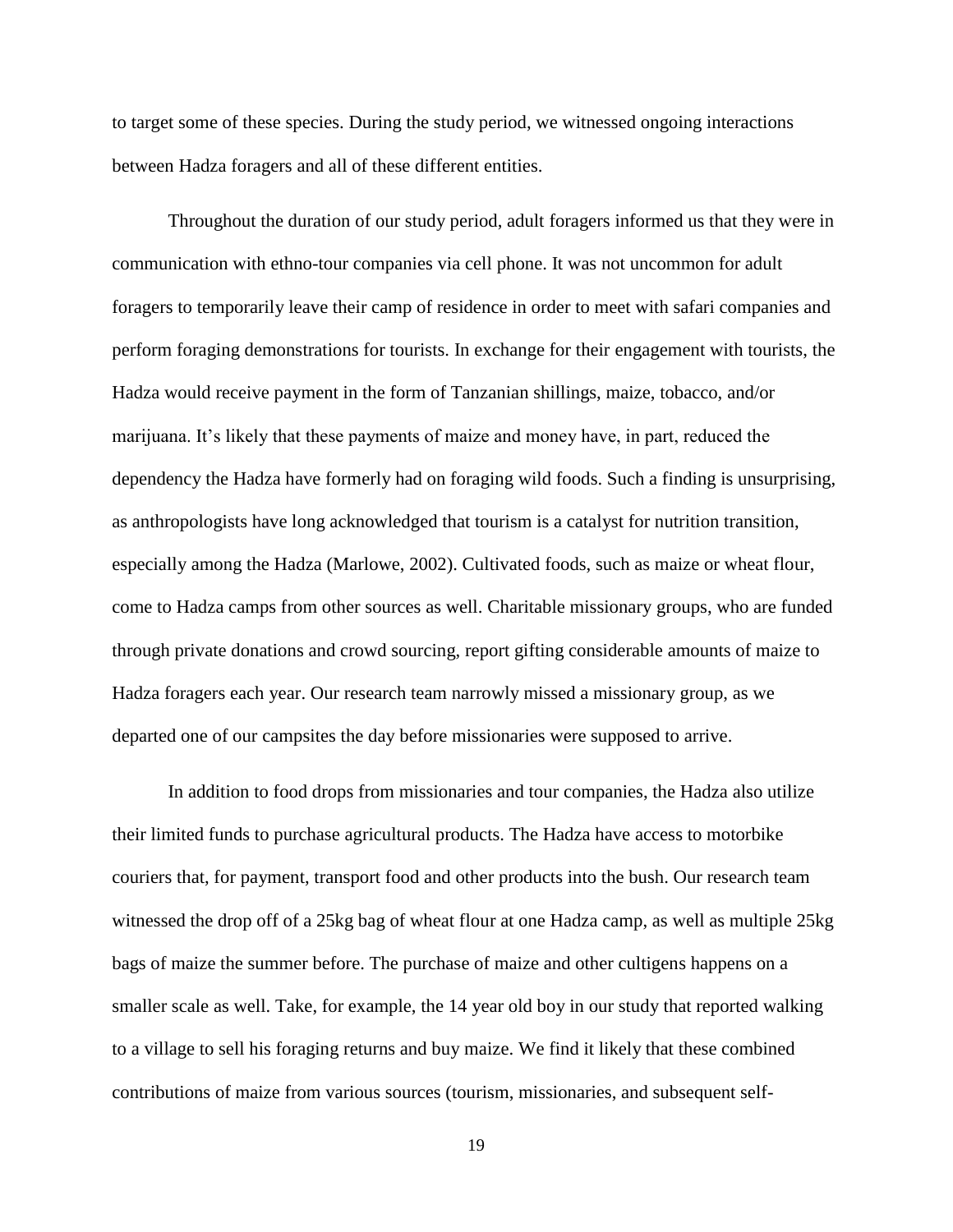to target some of these species. During the study period, we witnessed ongoing interactions between Hadza foragers and all of these different entities.

Throughout the duration of our study period, adult foragers informed us that they were in communication with ethno-tour companies via cell phone. It was not uncommon for adult foragers to temporarily leave their camp of residence in order to meet with safari companies and perform foraging demonstrations for tourists. In exchange for their engagement with tourists, the Hadza would receive payment in the form of Tanzanian shillings, maize, tobacco, and/or marijuana. It's likely that these payments of maize and money have, in part, reduced the dependency the Hadza have formerly had on foraging wild foods. Such a finding is unsurprising, as anthropologists have long acknowledged that tourism is a catalyst for nutrition transition, especially among the Hadza (Marlowe, 2002). Cultivated foods, such as maize or wheat flour, come to Hadza camps from other sources as well. Charitable missionary groups, who are funded through private donations and crowd sourcing, report gifting considerable amounts of maize to Hadza foragers each year. Our research team narrowly missed a missionary group, as we departed one of our campsites the day before missionaries were supposed to arrive.

In addition to food drops from missionaries and tour companies, the Hadza also utilize their limited funds to purchase agricultural products. The Hadza have access to motorbike couriers that, for payment, transport food and other products into the bush. Our research team witnessed the drop off of a 25kg bag of wheat flour at one Hadza camp, as well as multiple 25kg bags of maize the summer before. The purchase of maize and other cultigens happens on a smaller scale as well. Take, for example, the 14 year old boy in our study that reported walking to a village to sell his foraging returns and buy maize. We find it likely that these combined contributions of maize from various sources (tourism, missionaries, and subsequent self-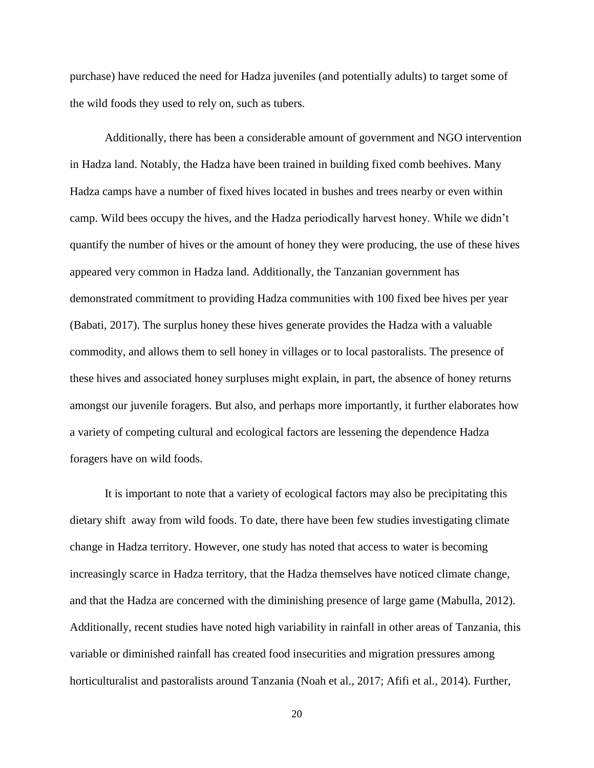purchase) have reduced the need for Hadza juveniles (and potentially adults) to target some of the wild foods they used to rely on, such as tubers.

Additionally, there has been a considerable amount of government and NGO intervention in Hadza land. Notably, the Hadza have been trained in building fixed comb beehives. Many Hadza camps have a number of fixed hives located in bushes and trees nearby or even within camp. Wild bees occupy the hives, and the Hadza periodically harvest honey. While we didn't quantify the number of hives or the amount of honey they were producing, the use of these hives appeared very common in Hadza land. Additionally, the Tanzanian government has demonstrated commitment to providing Hadza communities with 100 fixed bee hives per year (Babati, 2017). The surplus honey these hives generate provides the Hadza with a valuable commodity, and allows them to sell honey in villages or to local pastoralists. The presence of these hives and associated honey surpluses might explain, in part, the absence of honey returns amongst our juvenile foragers. But also, and perhaps more importantly, it further elaborates how a variety of competing cultural and ecological factors are lessening the dependence Hadza foragers have on wild foods.

It is important to note that a variety of ecological factors may also be precipitating this dietary shift away from wild foods. To date, there have been few studies investigating climate change in Hadza territory. However, one study has noted that access to water is becoming increasingly scarce in Hadza territory, that the Hadza themselves have noticed climate change, and that the Hadza are concerned with the diminishing presence of large game (Mabulla, 2012). Additionally, recent studies have noted high variability in rainfall in other areas of Tanzania, this variable or diminished rainfall has created food insecurities and migration pressures among horticulturalist and pastoralists around Tanzania (Noah et al., 2017; Afifi et al., 2014). Further,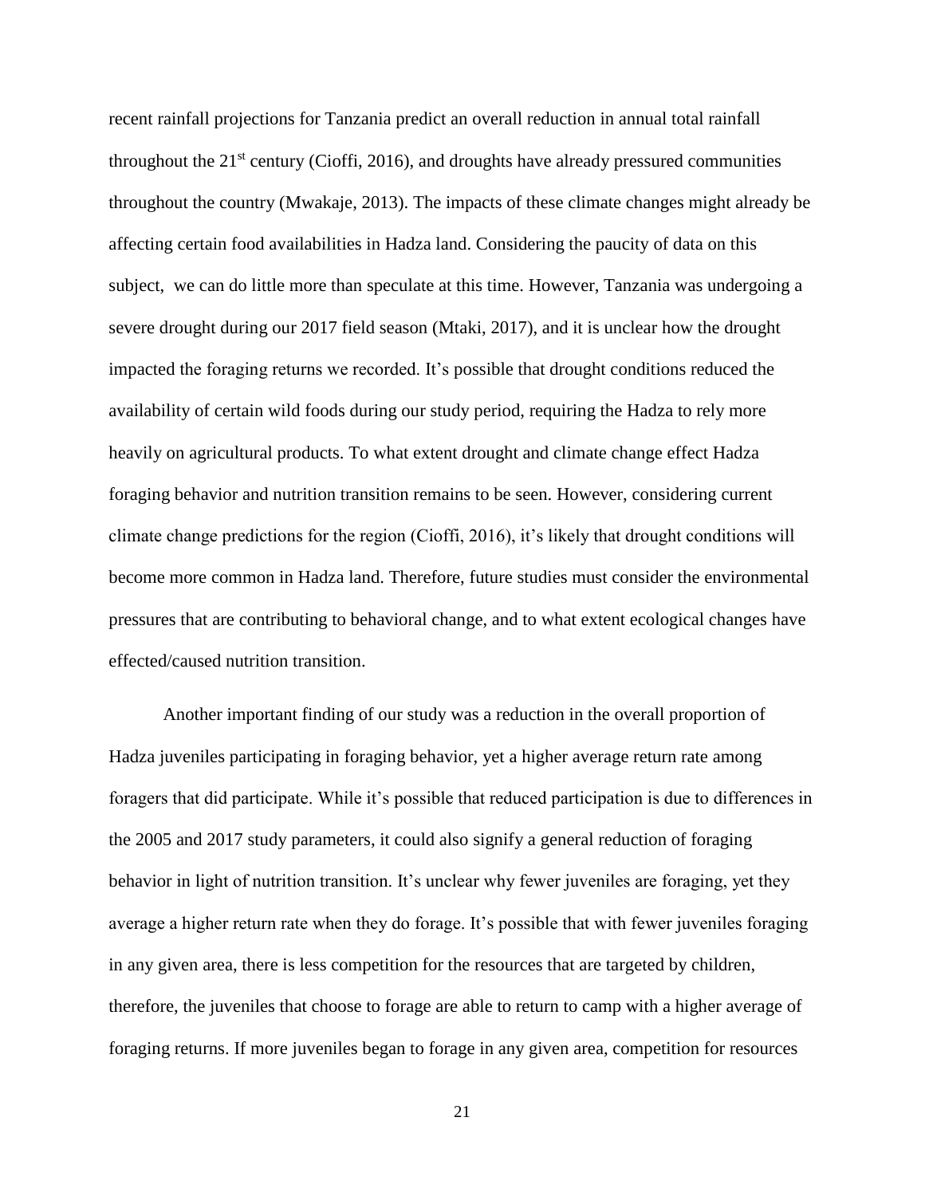recent rainfall projections for Tanzania predict an overall reduction in annual total rainfall throughout the 21st century (Cioffi, 2016), and droughts have already pressured communities throughout the country (Mwakaje, 2013). The impacts of these climate changes might already be affecting certain food availabilities in Hadza land. Considering the paucity of data on this subject, we can do little more than speculate at this time. However, Tanzania was undergoing a severe drought during our 2017 field season (Mtaki, 2017), and it is unclear how the drought impacted the foraging returns we recorded. It's possible that drought conditions reduced the availability of certain wild foods during our study period, requiring the Hadza to rely more heavily on agricultural products. To what extent drought and climate change effect Hadza foraging behavior and nutrition transition remains to be seen. However, considering current climate change predictions for the region (Cioffi, 2016), it's likely that drought conditions will become more common in Hadza land. Therefore, future studies must consider the environmental pressures that are contributing to behavioral change, and to what extent ecological changes have effected/caused nutrition transition.

Another important finding of our study was a reduction in the overall proportion of Hadza juveniles participating in foraging behavior, yet a higher average return rate among foragers that did participate. While it's possible that reduced participation is due to differences in the 2005 and 2017 study parameters, it could also signify a general reduction of foraging behavior in light of nutrition transition. It's unclear why fewer juveniles are foraging, yet they average a higher return rate when they do forage. It's possible that with fewer juveniles foraging in any given area, there is less competition for the resources that are targeted by children, therefore, the juveniles that choose to forage are able to return to camp with a higher average of foraging returns. If more juveniles began to forage in any given area, competition for resources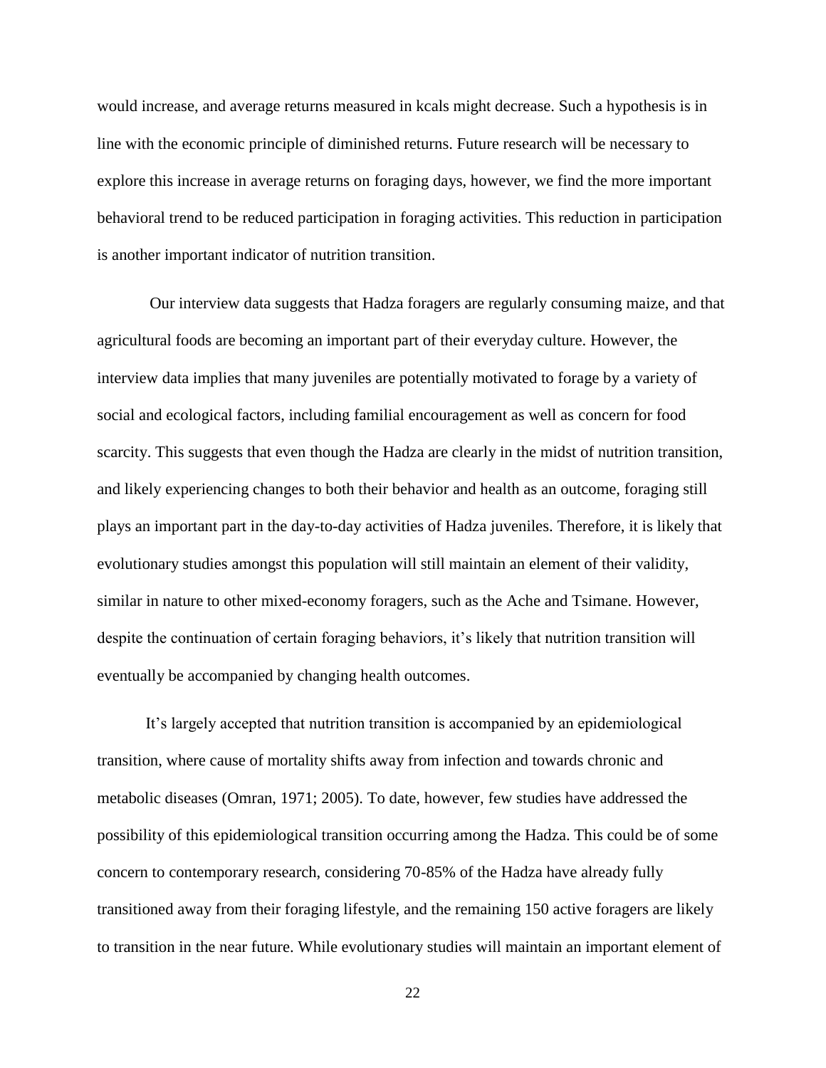would increase, and average returns measured in kcals might decrease. Such a hypothesis is in line with the economic principle of diminished returns. Future research will be necessary to explore this increase in average returns on foraging days, however, we find the more important behavioral trend to be reduced participation in foraging activities. This reduction in participation is another important indicator of nutrition transition.

Our interview data suggests that Hadza foragers are regularly consuming maize, and that agricultural foods are becoming an important part of their everyday culture. However, the interview data implies that many juveniles are potentially motivated to forage by a variety of social and ecological factors, including familial encouragement as well as concern for food scarcity. This suggests that even though the Hadza are clearly in the midst of nutrition transition, and likely experiencing changes to both their behavior and health as an outcome, foraging still plays an important part in the day-to-day activities of Hadza juveniles. Therefore, it is likely that evolutionary studies amongst this population will still maintain an element of their validity, similar in nature to other mixed-economy foragers, such as the Ache and Tsimane. However, despite the continuation of certain foraging behaviors, it's likely that nutrition transition will eventually be accompanied by changing health outcomes.

It's largely accepted that nutrition transition is accompanied by an epidemiological transition, where cause of mortality shifts away from infection and towards chronic and metabolic diseases (Omran, 1971; 2005). To date, however, few studies have addressed the possibility of this epidemiological transition occurring among the Hadza. This could be of some concern to contemporary research, considering 70-85% of the Hadza have already fully transitioned away from their foraging lifestyle, and the remaining 150 active foragers are likely to transition in the near future. While evolutionary studies will maintain an important element of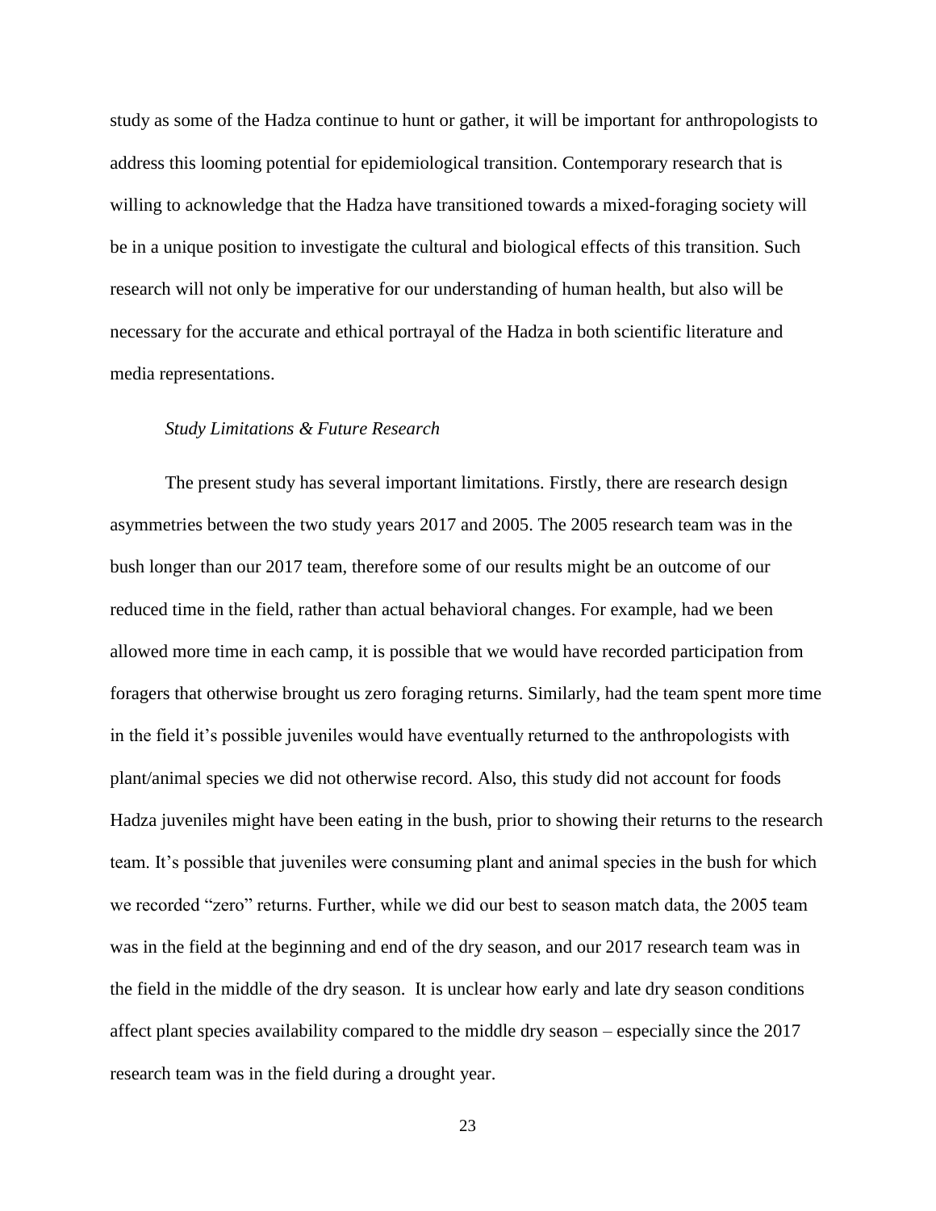study as some of the Hadza continue to hunt or gather, it will be important for anthropologists to address this looming potential for epidemiological transition. Contemporary research that is willing to acknowledge that the Hadza have transitioned towards a mixed-foraging society will be in a unique position to investigate the cultural and biological effects of this transition. Such research will not only be imperative for our understanding of human health, but also will be necessary for the accurate and ethical portrayal of the Hadza in both scientific literature and media representations.

*Study Limitations & Future Research*

The present study has several important limitations. Firstly, there are research design asymmetries between the two study years 2017 and 2005. The 2005 research team was in the bush longer than our 2017 team, therefore some of our results might be an outcome of our reduced time in the field, rather than actual behavioral changes. For example, had we been allowed more time in each camp, it is possible that we would have recorded participation from foragers that otherwise brought us zero foraging returns. Similarly, had the team spent more time in the field it's possible juveniles would have eventually returned to the anthropologists with plant/animal species we did not otherwise record. Also, this study did not account for foods Hadza juveniles might have been eating in the bush, prior to showing their returns to the research team. It's possible that juveniles were consuming plant and animal species in the bush for which we recorded "zero" returns. Further, while we did our best to season match data, the 2005 team was in the field at the beginning and end of the dry season, and our 2017 research team was in the field in the middle of the dry season. It is unclear how early and late dry season conditions affect plant species availability compared to the middle dry season – especially since the 2017 research team was in the field during a drought year.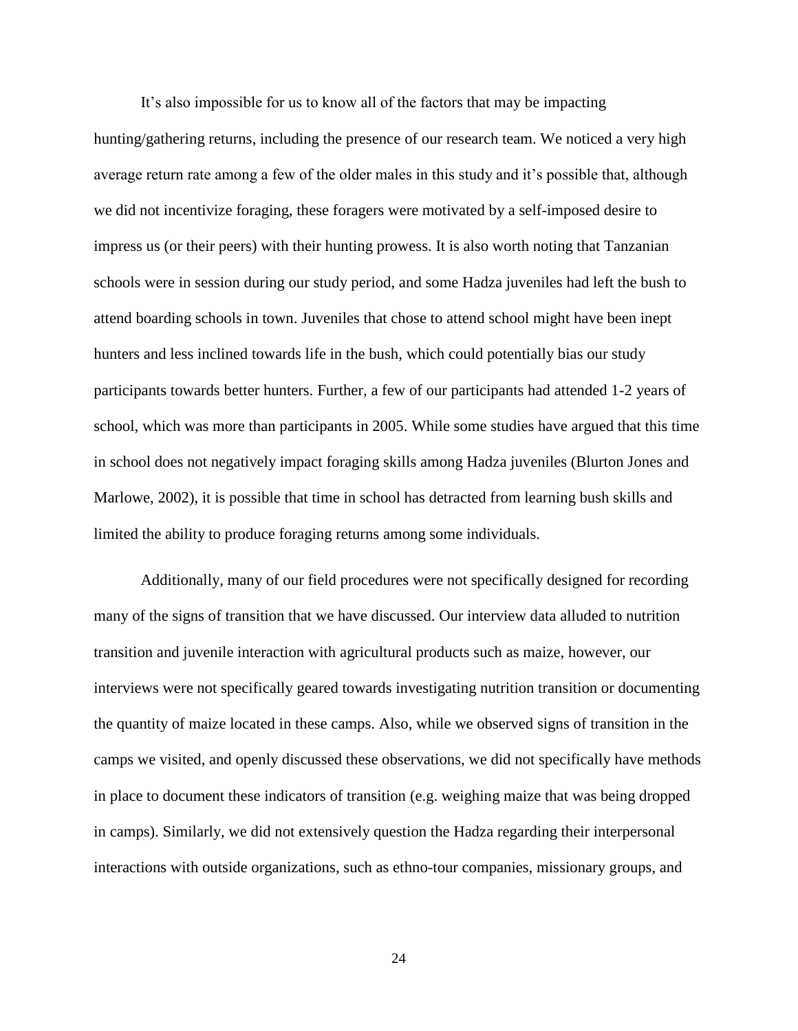It's also impossible for us to know all of the factors that may be impacting hunting/gathering returns, including the presence of our research team. We noticed a very high average return rate among a few of the older males in this study and it's possible that, although we did not incentivize foraging, these foragers were motivated by a self-imposed desire to impress us (or their peers) with their hunting prowess. It is also worth noting that Tanzanian schools were in session during our study period, and some Hadza juveniles had left the bush to attend boarding schools in town. Juveniles that chose to attend school might have been inept hunters and less inclined towards life in the bush, which could potentially bias our study participants towards better hunters. Further, a few of our participants had attended 1-2 years of school, which was more than participants in 2005. While some studies have argued that this time in school does not negatively impact foraging skills among Hadza juveniles (Blurton Jones and Marlowe, 2002), it is possible that time in school has detracted from learning bush skills and limited the ability to produce foraging returns among some individuals.

Additionally, many of our field procedures were not specifically designed for recording many of the signs of transition that we have discussed. Our interview data alluded to nutrition transition and juvenile interaction with agricultural products such as maize, however, our interviews were not specifically geared towards investigating nutrition transition or documenting the quantity of maize located in these camps. Also, while we observed signs of transition in the camps we visited, and openly discussed these observations, we did not specifically have methods in place to document these indicators of transition (e.g. weighing maize that was being dropped in camps). Similarly, we did not extensively question the Hadza regarding their interpersonal interactions with outside organizations, such as ethno-tour companies, missionary groups, and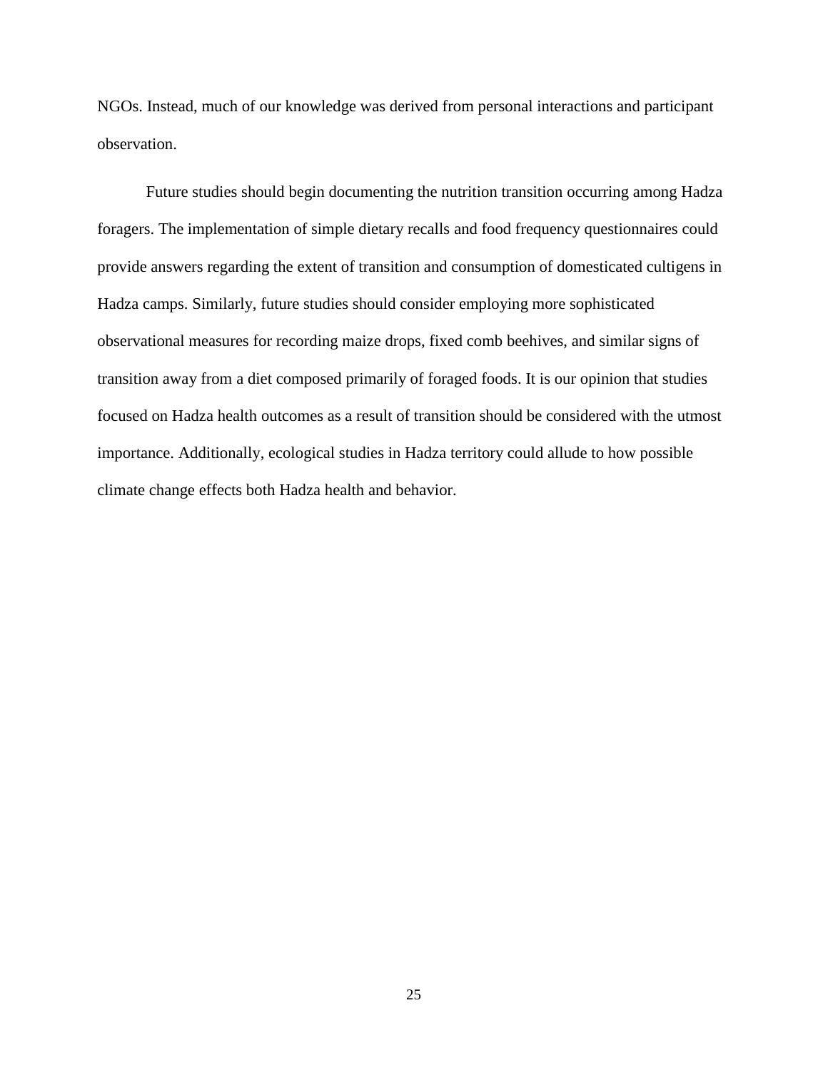NGOs. Instead, much of our knowledge was derived from personal interactions and participant observation.

Future studies should begin documenting the nutrition transition occurring among Hadza foragers. The implementation of simple dietary recalls and food frequency questionnaires could provide answers regarding the extent of transition and consumption of domesticated cultigens in Hadza camps. Similarly, future studies should consider employing more sophisticated observational measures for recording maize drops, fixed comb beehives, and similar signs of transition away from a diet composed primarily of foraged foods. It is our opinion that studies focused on Hadza health outcomes as a result of transition should be considered with the utmost importance. Additionally, ecological studies in Hadza territory could allude to how possible climate change effects both Hadza health and behavior.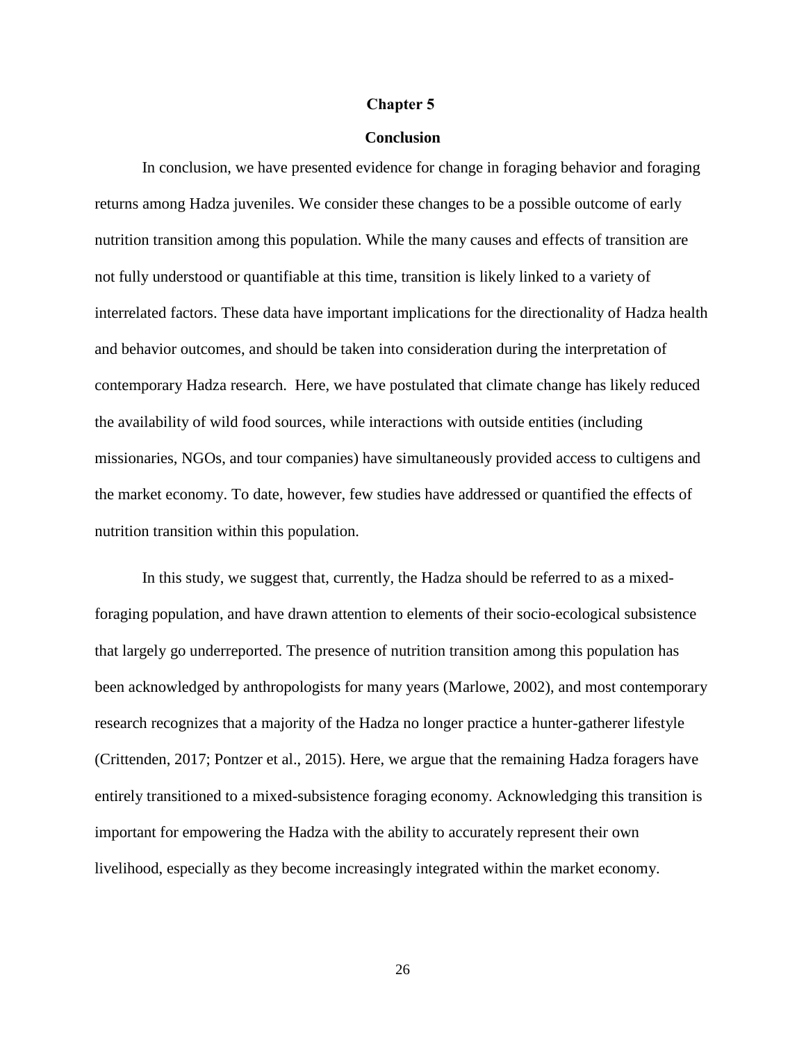# Chapter 5

## Conclusion

In conclusion, we have presented evidence for change in foraging behavior and foraging returns among Hadza juveniles. We consider these changes to be a possible outcome of early nutrition transition among this population. While the many causes and effects of transition are not fully understood or quantifiable at this time, transition is likely linked to a variety of interrelated factors. These data have important implications for the directionality of Hadza health and behavior outcomes, and should be taken into consideration during the interpretation of contemporary Hadza research. Here, we have postulated that climate change has likely reduced the availability of wild food sources, while interactions with outside entities (including missionaries, NGOs, and tour companies) have simultaneously provided access to cultigens and the market economy. To date, however, few studies have addressed or quantified the effects of nutrition transition within this population.

In this study, we suggest that, currently, the Hadza should be referred to as a mixed-foraging population, and have drawn attention to elements of their socio-ecological subsistence that largely go underreported. The presence of nutrition transition among this population has been acknowledged by anthropologists for many years (Marlowe, 2002), and most contemporary research recognizes that a majority of the Hadza no longer practice a hunter-gatherer lifestyle (Crittenden, 2017; Pontzer et al., 2015). Here, we argue that the remaining Hadza foragers have entirely transitioned to a mixed-subsistence foraging economy. Acknowledging this transition is important for empowering the Hadza with the ability to accurately represent their own livelihood, especially as they become increasingly integrated within the market economy.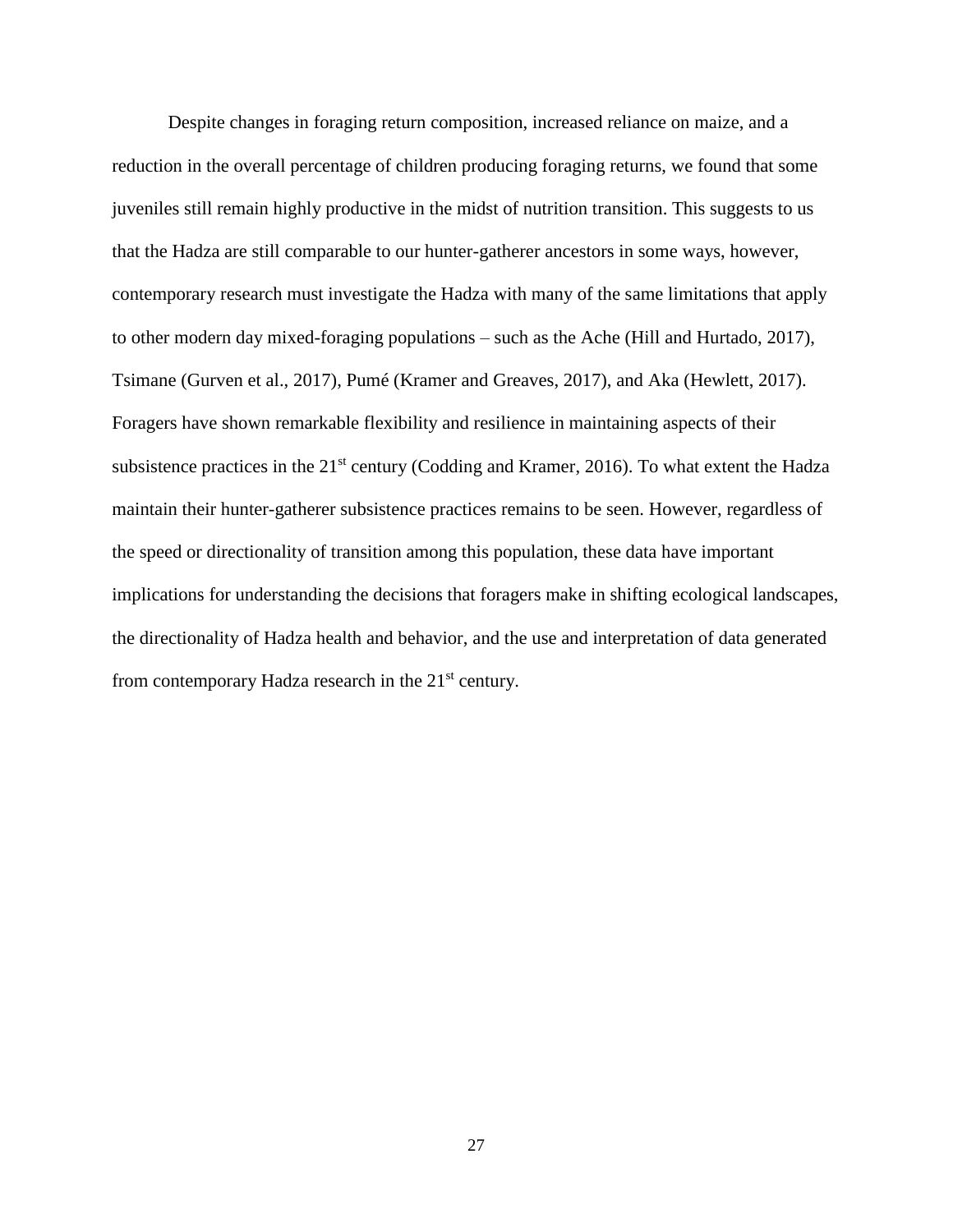Despite changes in foraging return composition, increased reliance on maize, and a reduction in the overall percentage of children producing foraging returns, we found that some juveniles still remain highly productive in the midst of nutrition transition. This suggests to us that the Hadza are still comparable to our hunter-gatherer ancestors in some ways, however, contemporary research must investigate the Hadza with many of the same limitations that apply to other modern day mixed-foraging populations – such as the Ache (Hill and Hurtado, 2017), Tsimane (Gurven et al., 2017), Pumé (Kramer and Greaves, 2017), and Aka (Hewlett, 2017). Foragers have shown remarkable flexibility and resilience in maintaining aspects of their subsistence practices in the 21st century (Codding and Kramer, 2016). To what extent the Hadza maintain their hunter-gatherer subsistence practices remains to be seen. However, regardless of the speed or directionality of transition among this population, these data have important implications for understanding the decisions that foragers make in shifting ecological landscapes, the directionality of Hadza health and behavior, and the use and interpretation of data generated from contemporary Hadza research in the 21st century.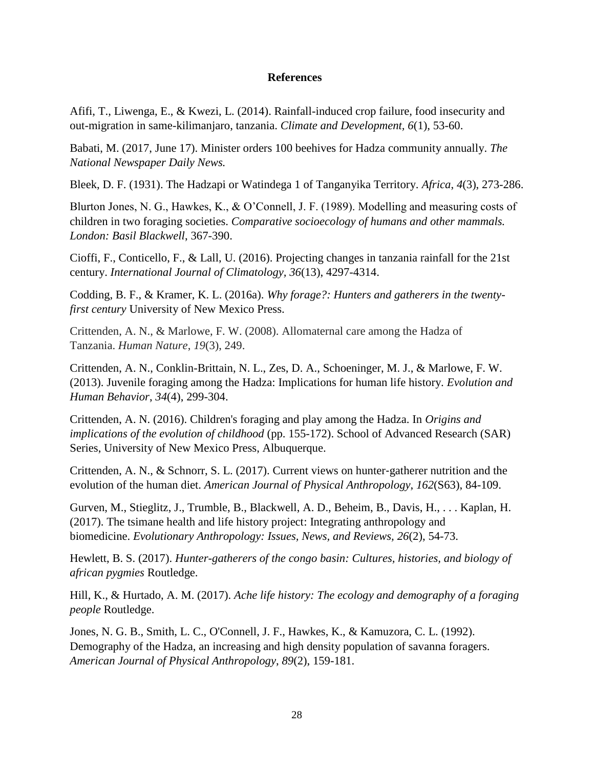# References

Afifi, T., Liwenga, E., & Kwezi, L. (2014). Rainfall-induced crop failure, food insecurity and out-migration in same-kilimanjaro, tanzania. *Climate and Development, 6*(1), 53-60.

Babati, M. (2017, June 17). Minister orders 100 beehives for Hadza community annually. *The National Newspaper Daily News.*

Bleek, D. F. (1931). The Hadzapi or Watindega 1 of Tanganyika Territory. *Africa*, *4*(3), 273-286.

Blurton Jones, N. G., Hawkes, K., & O'Connell, J. F. (1989). Modelling and measuring costs of children in two foraging societies. *Comparative socioecology of humans and other mammals. London: Basil Blackwell*, 367-390.

Cioffi, F., Conticello, F., & Lall, U. (2016). Projecting changes in tanzania rainfall for the 21st century. *International Journal of Climatology, 36*(13), 4297-4314.

Codding, B. F., & Kramer, K. L. (2016a). *Why forage?: Hunters and gatherers in the twenty-first century* University of New Mexico Press.

Crittenden, A. N., & Marlowe, F. W. (2008). Allomaternal care among the Hadza of Tanzania. *Human Nature*, *19*(3), 249.

Crittenden, A. N., Conklin-Brittain, N. L., Zes, D. A., Schoeninger, M. J., & Marlowe, F. W. (2013). Juvenile foraging among the Hadza: Implications for human life history. *Evolution and Human Behavior*, *34*(4), 299-304.

Crittenden, A. N. (2016). Children's foraging and play among the Hadza. In *Origins and implications of the evolution of childhood* (pp. 155-172). School of Advanced Research (SAR) Series, University of New Mexico Press, Albuquerque.

Crittenden, A. N., & Schnorr, S. L. (2017). Current views on hunter-gatherer nutrition and the evolution of the human diet. *American Journal of Physical Anthropology, 162*(S63), 84-109.

Gurven, M., Stieglitz, J., Trumble, B., Blackwell, A. D., Beheim, B., Davis, H., . . . Kaplan, H. (2017). The tsimane health and life history project: Integrating anthropology and biomedicine. *Evolutionary Anthropology: Issues, News, and Reviews, 26*(2), 54-73.

Hewlett, B. S. (2017). *Hunter-gatherers of the congo basin: Cultures, histories, and biology of african pygmies* Routledge.

Hill, K., & Hurtado, A. M. (2017). *Ache life history: The ecology and demography of a foraging people* Routledge.

Jones, N. G. B., Smith, L. C., O'Connell, J. F., Hawkes, K., & Kamuzora, C. L. (1992). Demography of the Hadza, an increasing and high density population of savanna foragers. *American Journal of Physical Anthropology*, *89*(2), 159-181.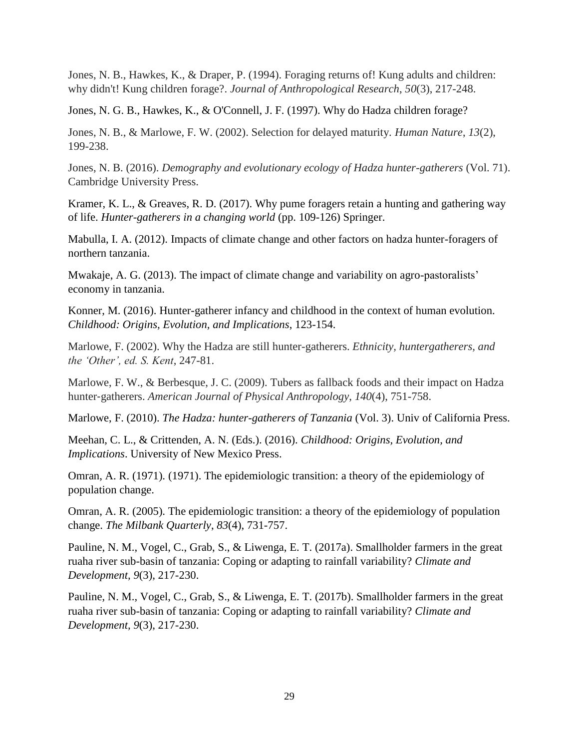Jones, N. B., Hawkes, K., & Draper, P. (1994). Foraging returns of! Kung adults and children: why didn't! Kung children forage?. *Journal of Anthropological Research*, *50*(3), 217-248.

Jones, N. G. B., Hawkes, K., & O'Connell, J. F. (1997). Why do Hadza children forage?

Jones, N. B., & Marlowe, F. W. (2002). Selection for delayed maturity. *Human Nature*, *13*(2), 199-238.

Jones, N. B. (2016). *Demography and evolutionary ecology of Hadza hunter-gatherers* (Vol. 71). Cambridge University Press.

Kramer, K. L., & Greaves, R. D. (2017). Why pume foragers retain a hunting and gathering way of life. *Hunter-gatherers in a changing world* (pp. 109-126) Springer.

Mabulla, I. A. (2012). Impacts of climate change and other factors on hadza hunter-foragers of northern tanzania.

Mwakaje, A. G. (2013). The impact of climate change and variability on agro-pastoralists' economy in tanzania.

Konner, M. (2016). Hunter-gatherer infancy and childhood in the context of human evolution. *Childhood: Origins, Evolution, and Implications*, 123-154.

Marlowe, F. (2002). Why the Hadza are still hunter-gatherers. *Ethnicity, huntergatherers, and the 'Other', ed. S. Kent*, 247-81.

Marlowe, F. W., & Berbesque, J. C. (2009). Tubers as fallback foods and their impact on Hadza hunter-gatherers. *American Journal of Physical Anthropology*, *140*(4), 751-758.

Marlowe, F. (2010). *The Hadza: hunter-gatherers of Tanzania* (Vol. 3). Univ of California Press.

Meehan, C. L., & Crittenden, A. N. (Eds.). (2016). *Childhood: Origins, Evolution, and Implications*. University of New Mexico Press.

Omran, A. R. (1971). (1971). The epidemiologic transition: a theory of the epidemiology of population change.

Omran, A. R. (2005). The epidemiologic transition: a theory of the epidemiology of population change. *The Milbank Quarterly*, *83*(4), 731-757.

Pauline, N. M., Vogel, C., Grab, S., & Liwenga, E. T. (2017a). Smallholder farmers in the great ruaha river sub-basin of tanzania: Coping or adapting to rainfall variability? *Climate and Development, 9*(3), 217-230.

Pauline, N. M., Vogel, C., Grab, S., & Liwenga, E. T. (2017b). Smallholder farmers in the great ruaha river sub-basin of tanzania: Coping or adapting to rainfall variability? *Climate and Development, 9*(3), 217-230.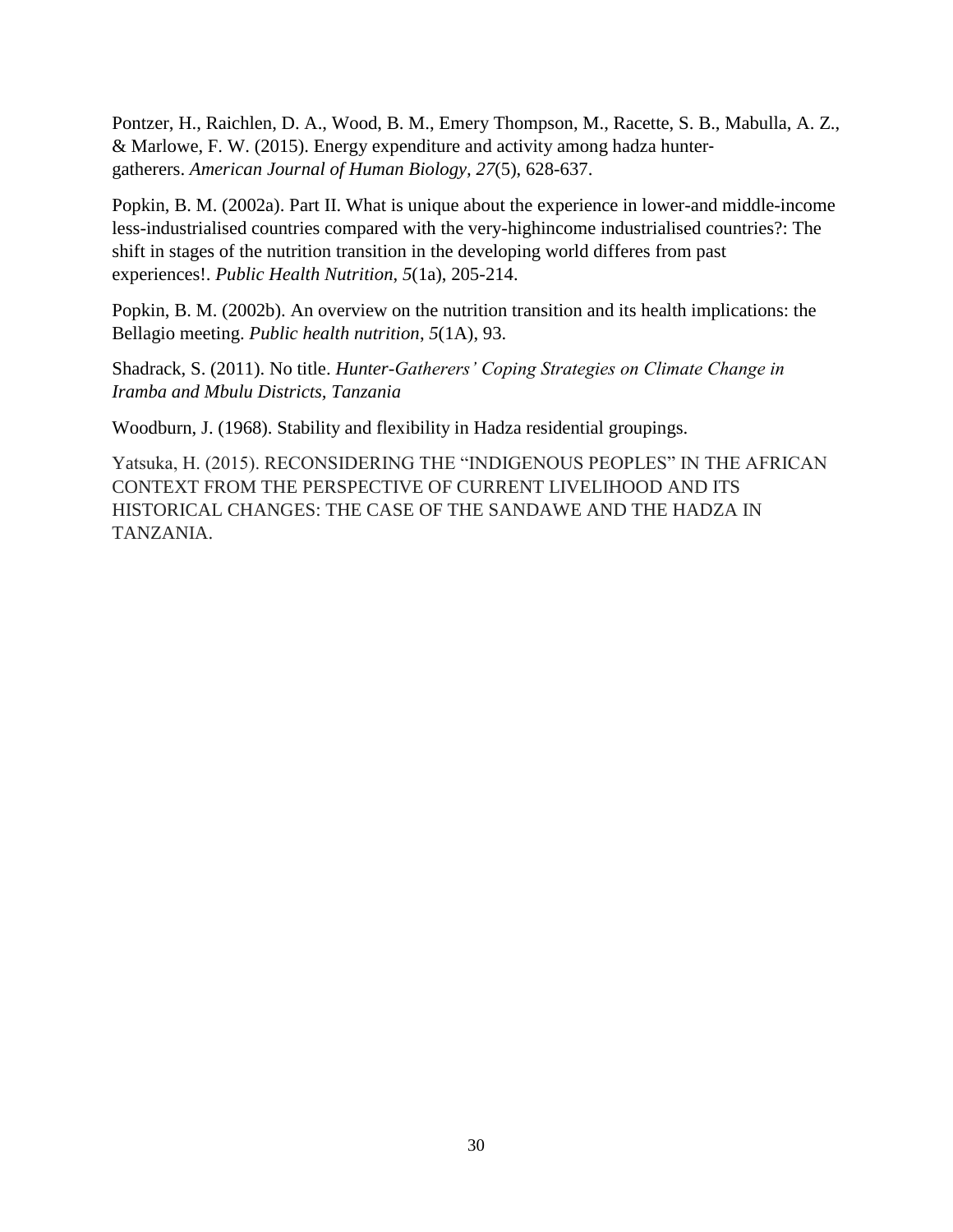Pontzer, H., Raichlen, D. A., Wood, B. M., Emery Thompson, M., Racette, S. B., Mabulla, A. Z., & Marlowe, F. W. (2015). Energy expenditure and activity among hadza hunter-gatherers. *American Journal of Human Biology*, *27*(5), 628-637.

Popkin, B. M. (2002a). Part II. What is unique about the experience in lower-and middle-income less-industrialised countries compared with the very-highincome industrialised countries?: The shift in stages of the nutrition transition in the developing world differes from past experiences!. *Public Health Nutrition*, *5*(1a), 205-214.

Popkin, B. M. (2002b). An overview on the nutrition transition and its health implications: the Bellagio meeting. *Public health nutrition*, *5*(1A), 93.

Shadrack, S. (2011). No title. *Hunter-Gatherers' Coping Strategies on Climate Change in Iramba and Mbulu Districts, Tanzania*

Woodburn, J. (1968). Stability and flexibility in Hadza residential groupings.

Yatsuka, H. (2015). RECONSIDERING THE "INDIGENOUS PEOPLES" IN THE AFRICAN CONTEXT FROM THE PERSPECTIVE OF CURRENT LIVELIHOOD AND ITS HISTORICAL CHANGES: THE CASE OF THE SANDAWE AND THE HADZA IN TANZANIA.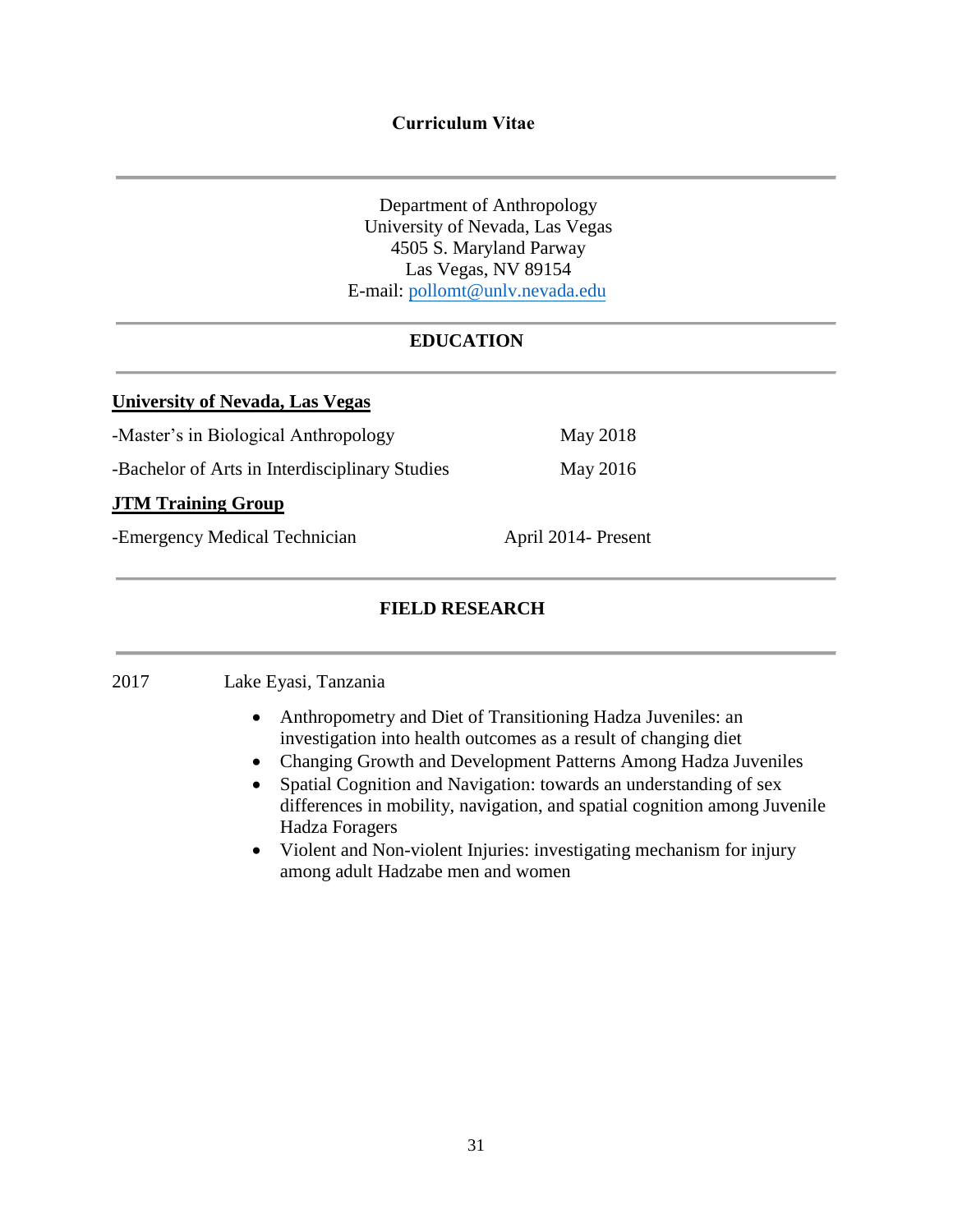# Curriculum Vitae

Department of Anthropology
University of Nevada, Las Vegas
4505 S. Maryland Parway
Las Vegas, NV 89154
E-mail: pollomt@unlv.nevada.edu

## EDUCATION

**University of Nevada, Las Vegas**

-Master's in Biological Anthropology — May 2018

-Bachelor of Arts in Interdisciplinary Studies — May 2016

**JTM Training Group**

-Emergency Medical Technician — April 2014- Present

## FIELD RESEARCH

2017 — Lake Eyasi, Tanzania

- Anthropometry and Diet of Transitioning Hadza Juveniles: an investigation into health outcomes as a result of changing diet
- Changing Growth and Development Patterns Among Hadza Juveniles
- Spatial Cognition and Navigation: towards an understanding of sex differences in mobility, navigation, and spatial cognition among Juvenile Hadza Foragers
- Violent and Non-violent Injuries: investigating mechanism for injury among adult Hadzabe men and women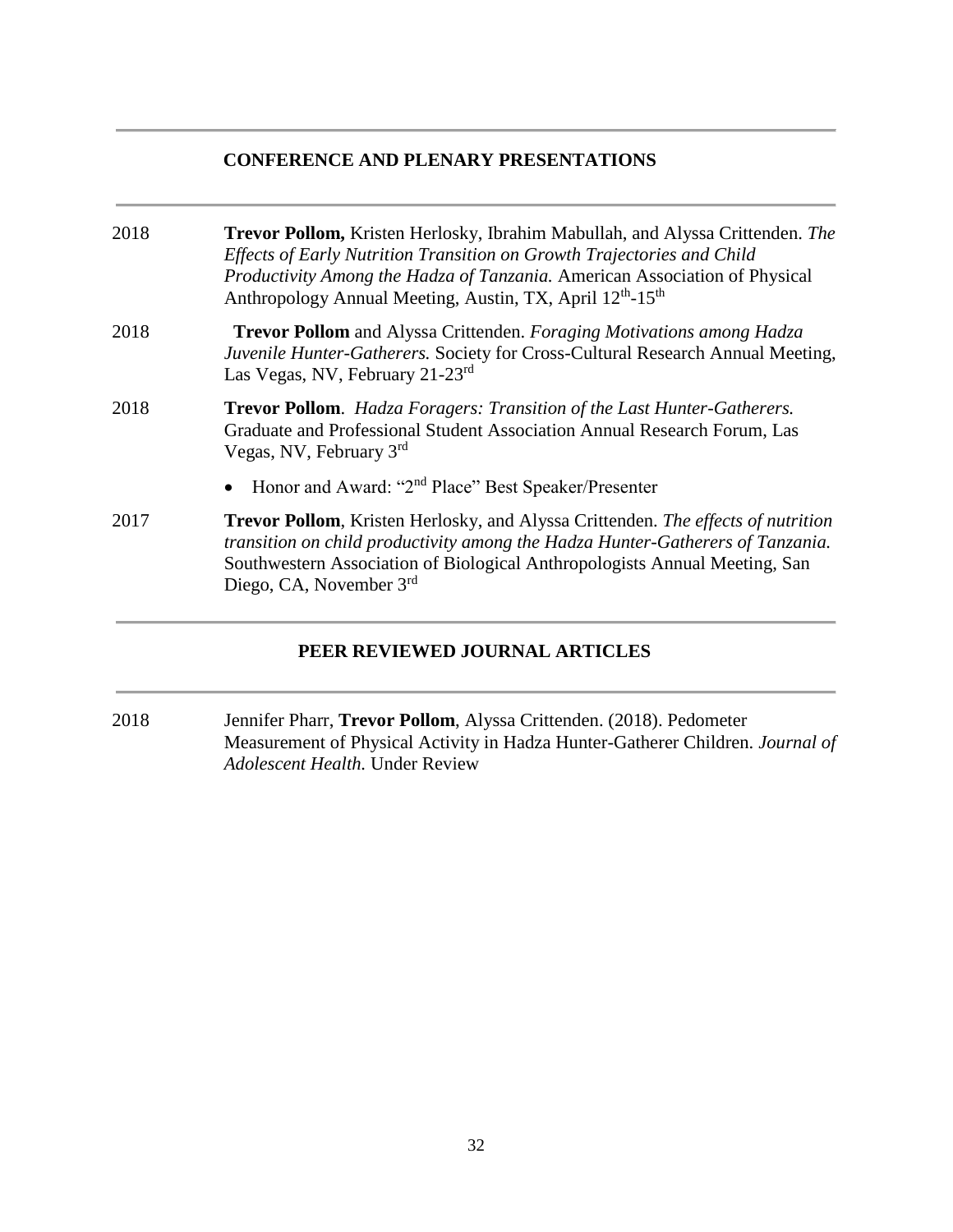## CONFERENCE AND PLENARY PRESENTATIONS

2018 **Trevor Pollom,** Kristen Herlosky, Ibrahim Mabullah, and Alyssa Crittenden. *The Effects of Early Nutrition Transition on Growth Trajectories and Child Productivity Among the Hadza of Tanzania.* American Association of Physical Anthropology Annual Meeting, Austin, TX, April 12th-15th

2018 **Trevor Pollom** and Alyssa Crittenden. *Foraging Motivations among Hadza Juvenile Hunter-Gatherers.* Society for Cross-Cultural Research Annual Meeting, Las Vegas, NV, February 21-23rd

2018 **Trevor Pollom**. *Hadza Foragers: Transition of the Last Hunter-Gatherers.* Graduate and Professional Student Association Annual Research Forum, Las Vegas, NV, February 3rd

- Honor and Award: "2nd Place" Best Speaker/Presenter

2017 **Trevor Pollom**, Kristen Herlosky, and Alyssa Crittenden. *The effects of nutrition transition on child productivity among the Hadza Hunter-Gatherers of Tanzania.* Southwestern Association of Biological Anthropologists Annual Meeting, San Diego, CA, November 3rd

## PEER REVIEWED JOURNAL ARTICLES

2018 Jennifer Pharr, **Trevor Pollom**, Alyssa Crittenden. (2018). Pedometer Measurement of Physical Activity in Hadza Hunter-Gatherer Children. *Journal of Adolescent Health.* Under Review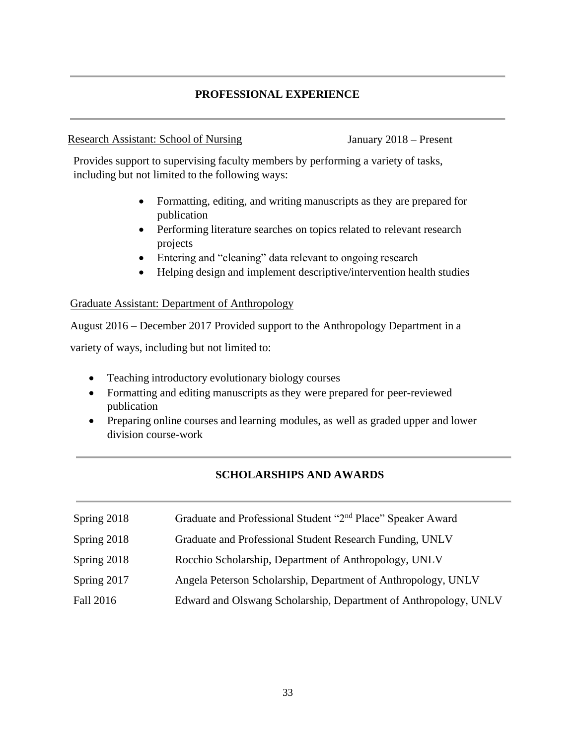## PROFESSIONAL EXPERIENCE

Research Assistant: School of Nursing January 2018 – Present

Provides support to supervising faculty members by performing a variety of tasks, including but not limited to the following ways:

- Formatting, editing, and writing manuscripts as they are prepared for publication
- Performing literature searches on topics related to relevant research projects
- Entering and "cleaning" data relevant to ongoing research
- Helping design and implement descriptive/intervention health studies

Graduate Assistant: Department of Anthropology

August 2016 – December 2017 Provided support to the Anthropology Department in a variety of ways, including but not limited to:

- Teaching introductory evolutionary biology courses
- Formatting and editing manuscripts as they were prepared for peer-reviewed publication
- Preparing online courses and learning modules, as well as graded upper and lower division course-work

## SCHOLARSHIPS AND AWARDS

| | |
|---|---|
| Spring 2018 | Graduate and Professional Student "2nd Place" Speaker Award |
| Spring 2018 | Graduate and Professional Student Research Funding, UNLV |
| Spring 2018 | Rocchio Scholarship, Department of Anthropology, UNLV |
| Spring 2017 | Angela Peterson Scholarship, Department of Anthropology, UNLV |
| Fall 2016 | Edward and Olswang Scholarship, Department of Anthropology, UNLV |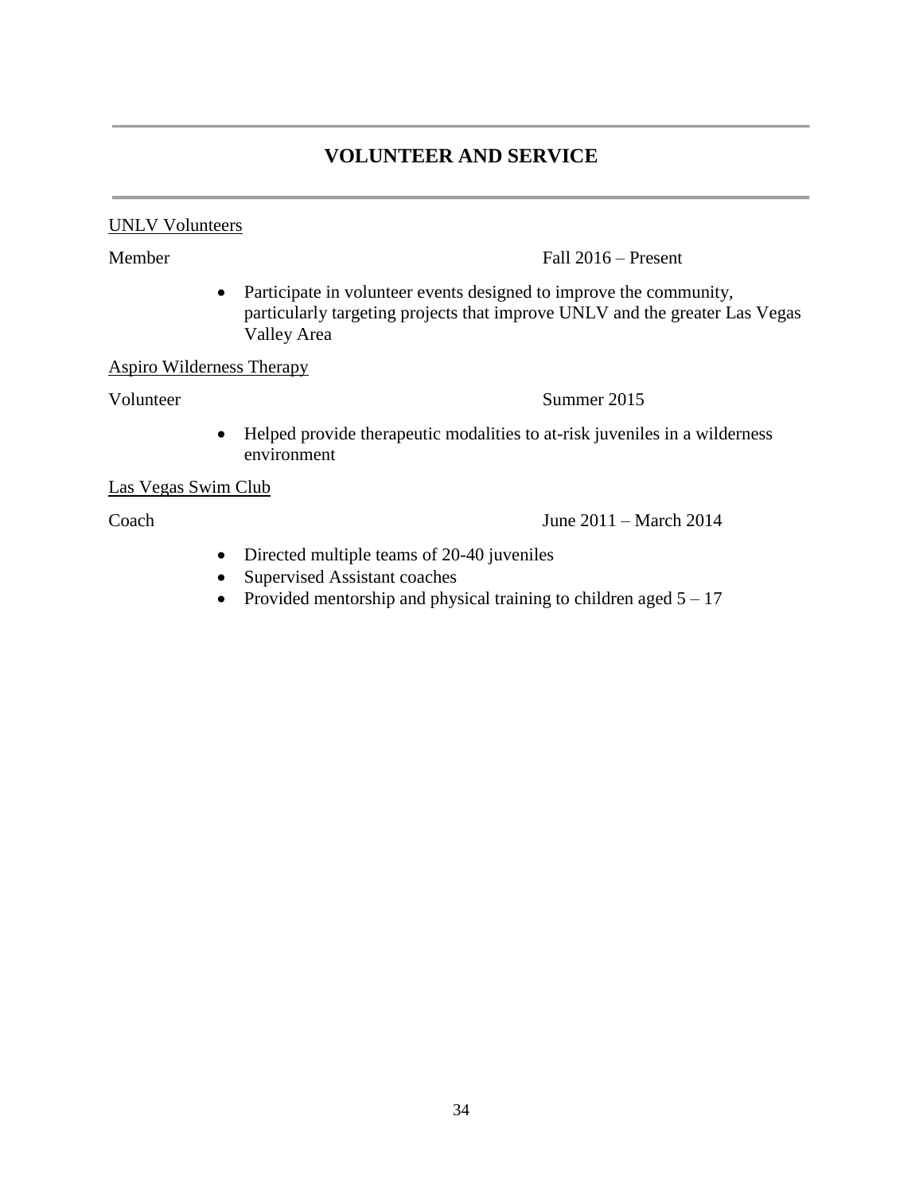## VOLUNTEER AND SERVICE

UNLV Volunteers

Member Fall 2016 – Present

- Participate in volunteer events designed to improve the community, particularly targeting projects that improve UNLV and the greater Las Vegas Valley Area

Aspiro Wilderness Therapy

Volunteer Summer 2015

- Helped provide therapeutic modalities to at-risk juveniles in a wilderness environment

Las Vegas Swim Club

Coach June 2011 – March 2014

- Directed multiple teams of 20-40 juveniles
- Supervised Assistant coaches
- Provided mentorship and physical training to children aged 5 – 17